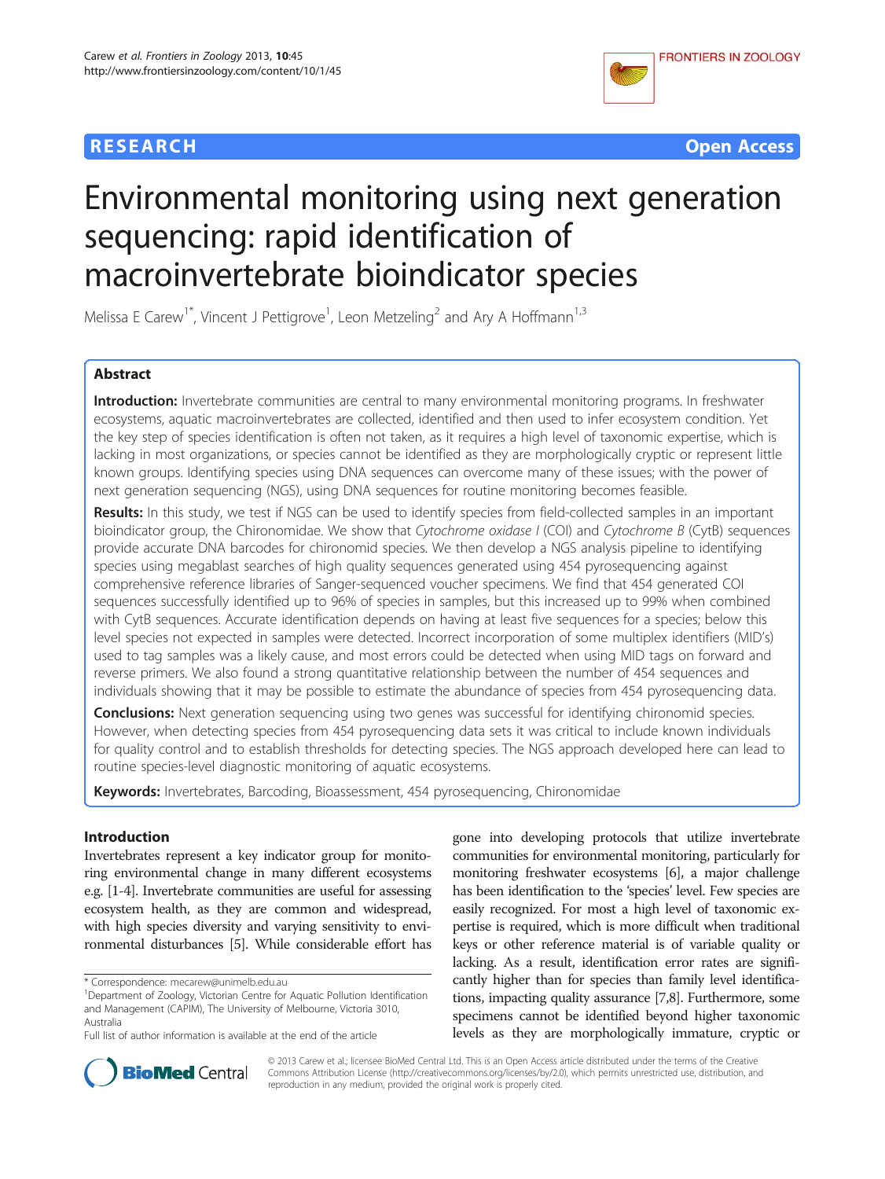**RESEARCH** **Open Access**

# Environmental monitoring using next generation sequencing: rapid identification of macroinvertebrate bioindicator species

Melissa E Carew[1*], Vincent J Pettigrove[1], Leon Metzeling[2] and Ary A Hoffmann[1,3]

## Abstract

**Introduction:** Invertebrate communities are central to many environmental monitoring programs. In freshwater ecosystems, aquatic macroinvertebrates are collected, identified and then used to infer ecosystem condition. Yet the key step of species identification is often not taken, as it requires a high level of taxonomic expertise, which is lacking in most organizations, or species cannot be identified as they are morphologically cryptic or represent little known groups. Identifying species using DNA sequences can overcome many of these issues; with the power of next generation sequencing (NGS), using DNA sequences for routine monitoring becomes feasible.

**Results:** In this study, we test if NGS can be used to identify species from field-collected samples in an important bioindicator group, the Chironomidae. We show that *Cytochrome oxidase I* (COI) and *Cytochrome B* (CytB) sequences provide accurate DNA barcodes for chironomid species. We then develop a NGS analysis pipeline to identifying species using megablast searches of high quality sequences generated using 454 pyrosequencing against comprehensive reference libraries of Sanger-sequenced voucher specimens. We find that 454 generated COI sequences successfully identified up to 96% of species in samples, but this increased up to 99% when combined with CytB sequences. Accurate identification depends on having at least five sequences for a species; below this level species not expected in samples were detected. Incorrect incorporation of some multiplex identifiers (MID's) used to tag samples was a likely cause, and most errors could be detected when using MID tags on forward and reverse primers. We also found a strong quantitative relationship between the number of 454 sequences and individuals showing that it may be possible to estimate the abundance of species from 454 pyrosequencing data.

**Conclusions:** Next generation sequencing using two genes was successful for identifying chironomid species. However, when detecting species from 454 pyrosequencing data sets it was critical to include known individuals for quality control and to establish thresholds for detecting species. The NGS approach developed here can lead to routine species-level diagnostic monitoring of aquatic ecosystems.

**Keywords:** Invertebrates, Barcoding, Bioassessment, 454 pyrosequencing, Chironomidae

## Introduction

Invertebrates represent a key indicator group for monitoring environmental change in many different ecosystems e.g. [1-4]. Invertebrate communities are useful for assessing ecosystem health, as they are common and widespread, with high species diversity and varying sensitivity to environmental disturbances [5]. While considerable effort has gone into developing protocols that utilize invertebrate communities for environmental monitoring, particularly for monitoring freshwater ecosystems [6], a major challenge has been identification to the 'species' level. Few species are easily recognized. For most a high level of taxonomic expertise is required, which is more difficult when traditional keys or other reference material is of variable quality or lacking. As a result, identification error rates are significantly higher than for species than family level identifications, impacting quality assurance [7,8]. Furthermore, some specimens cannot be identified beyond higher taxonomic levels as they are morphologically immature, cryptic or

\* Correspondence: mecarew@unimelb.edu.au
[1]Department of Zoology, Victorian Centre for Aquatic Pollution Identification and Management (CAPIM), The University of Melbourne, Victoria 3010, Australia
Full list of author information is available at the end of the article

© 2013 Carew et al.; licensee BioMed Central Ltd. This is an Open Access article distributed under the terms of the Creative Commons Attribution License (http://creativecommons.org/licenses/by/2.0), which permits unrestricted use, distribution, and reproduction in any medium, provided the original work is properly cited.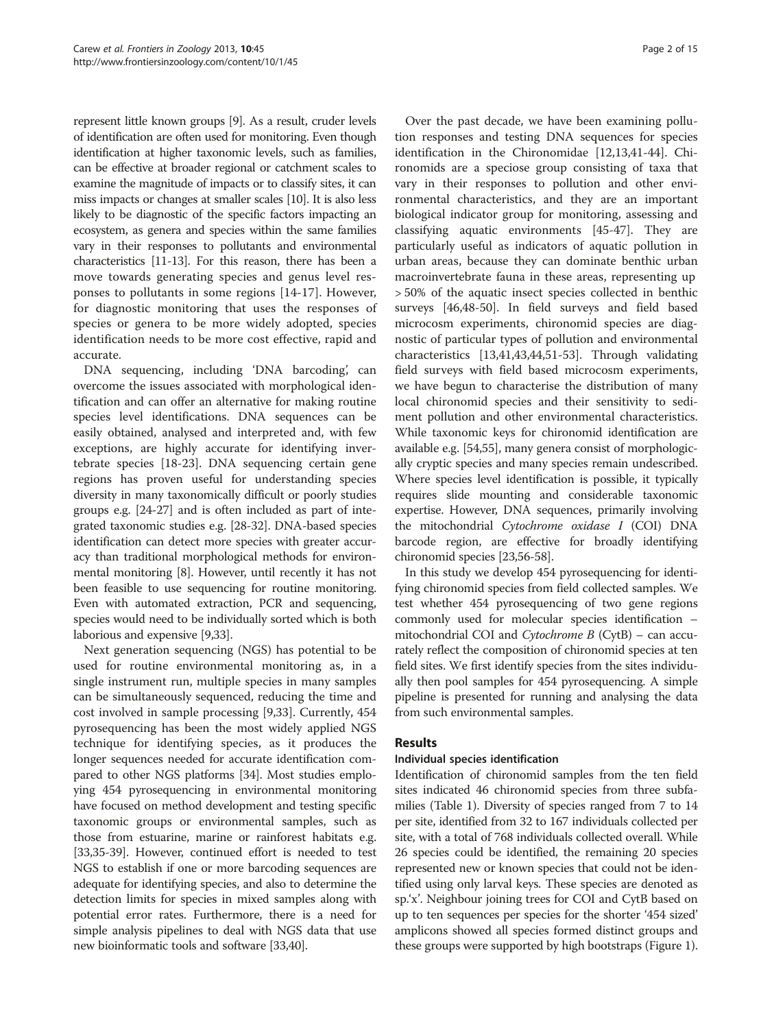represent little known groups [9]. As a result, cruder levels of identification are often used for monitoring. Even though identification at higher taxonomic levels, such as families, can be effective at broader regional or catchment scales to examine the magnitude of impacts or to classify sites, it can miss impacts or changes at smaller scales [10]. It is also less likely to be diagnostic of the specific factors impacting an ecosystem, as genera and species within the same families vary in their responses to pollutants and environmental characteristics [11-13]. For this reason, there has been a move towards generating species and genus level responses to pollutants in some regions [14-17]. However, for diagnostic monitoring that uses the responses of species or genera to be more widely adopted, species identification needs to be more cost effective, rapid and accurate.

DNA sequencing, including 'DNA barcoding', can overcome the issues associated with morphological identification and can offer an alternative for making routine species level identifications. DNA sequences can be easily obtained, analysed and interpreted and, with few exceptions, are highly accurate for identifying invertebrate species [18-23]. DNA sequencing certain gene regions has proven useful for understanding species diversity in many taxonomically difficult or poorly studies groups e.g. [24-27] and is often included as part of integrated taxonomic studies e.g. [28-32]. DNA-based species identification can detect more species with greater accuracy than traditional morphological methods for environmental monitoring [8]. However, until recently it has not been feasible to use sequencing for routine monitoring. Even with automated extraction, PCR and sequencing, species would need to be individually sorted which is both laborious and expensive [9,33].

Next generation sequencing (NGS) has potential to be used for routine environmental monitoring as, in a single instrument run, multiple species in many samples can be simultaneously sequenced, reducing the time and cost involved in sample processing [9,33]. Currently, 454 pyrosequencing has been the most widely applied NGS technique for identifying species, as it produces the longer sequences needed for accurate identification compared to other NGS platforms [34]. Most studies employing 454 pyrosequencing in environmental monitoring have focused on method development and testing specific taxonomic groups or environmental samples, such as those from estuarine, marine or rainforest habitats e.g. [33,35-39]. However, continued effort is needed to test NGS to establish if one or more barcoding sequences are adequate for identifying species, and also to determine the detection limits for species in mixed samples along with potential error rates. Furthermore, there is a need for simple analysis pipelines to deal with NGS data that use new bioinformatic tools and software [33,40].

Over the past decade, we have been examining pollution responses and testing DNA sequences for species identification in the Chironomidae [12,13,41-44]. Chironomids are a speciose group consisting of taxa that vary in their responses to pollution and other environmental characteristics, and they are an important biological indicator group for monitoring, assessing and classifying aquatic environments [45-47]. They are particularly useful as indicators of aquatic pollution in urban areas, because they can dominate benthic urban macroinvertebrate fauna in these areas, representing up > 50% of the aquatic insect species collected in benthic surveys [46,48-50]. In field surveys and field based microcosm experiments, chironomid species are diagnostic of particular types of pollution and environmental characteristics [13,41,43,44,51-53]. Through validating field surveys with field based microcosm experiments, we have begun to characterise the distribution of many local chironomid species and their sensitivity to sediment pollution and other environmental characteristics. While taxonomic keys for chironomid identification are available e.g. [54,55], many genera consist of morphologically cryptic species and many species remain undescribed. Where species level identification is possible, it typically requires slide mounting and considerable taxonomic expertise. However, DNA sequences, primarily involving the mitochondrial *Cytochrome oxidase I* (COI) DNA barcode region, are effective for broadly identifying chironomid species [23,56-58].

In this study we develop 454 pyrosequencing for identifying chironomid species from field collected samples. We test whether 454 pyrosequencing of two gene regions commonly used for molecular species identification – mitochondrial COI and *Cytochrome B* (CytB) – can accurately reflect the composition of chironomid species at ten field sites. We first identify species from the sites individually then pool samples for 454 pyrosequencing. A simple pipeline is presented for running and analysing the data from such environmental samples.

## Results

### Individual species identification

Identification of chironomid samples from the ten field sites indicated 46 chironomid species from three subfamilies (Table 1). Diversity of species ranged from 7 to 14 per site, identified from 32 to 167 individuals collected per site, with a total of 768 individuals collected overall. While 26 species could be identified, the remaining 20 species represented new or known species that could not be identified using only larval keys. These species are denoted as sp.'x'. Neighbour joining trees for COI and CytB based on up to ten sequences per species for the shorter '454 sized' amplicons showed all species formed distinct groups and these groups were supported by high bootstraps (Figure 1).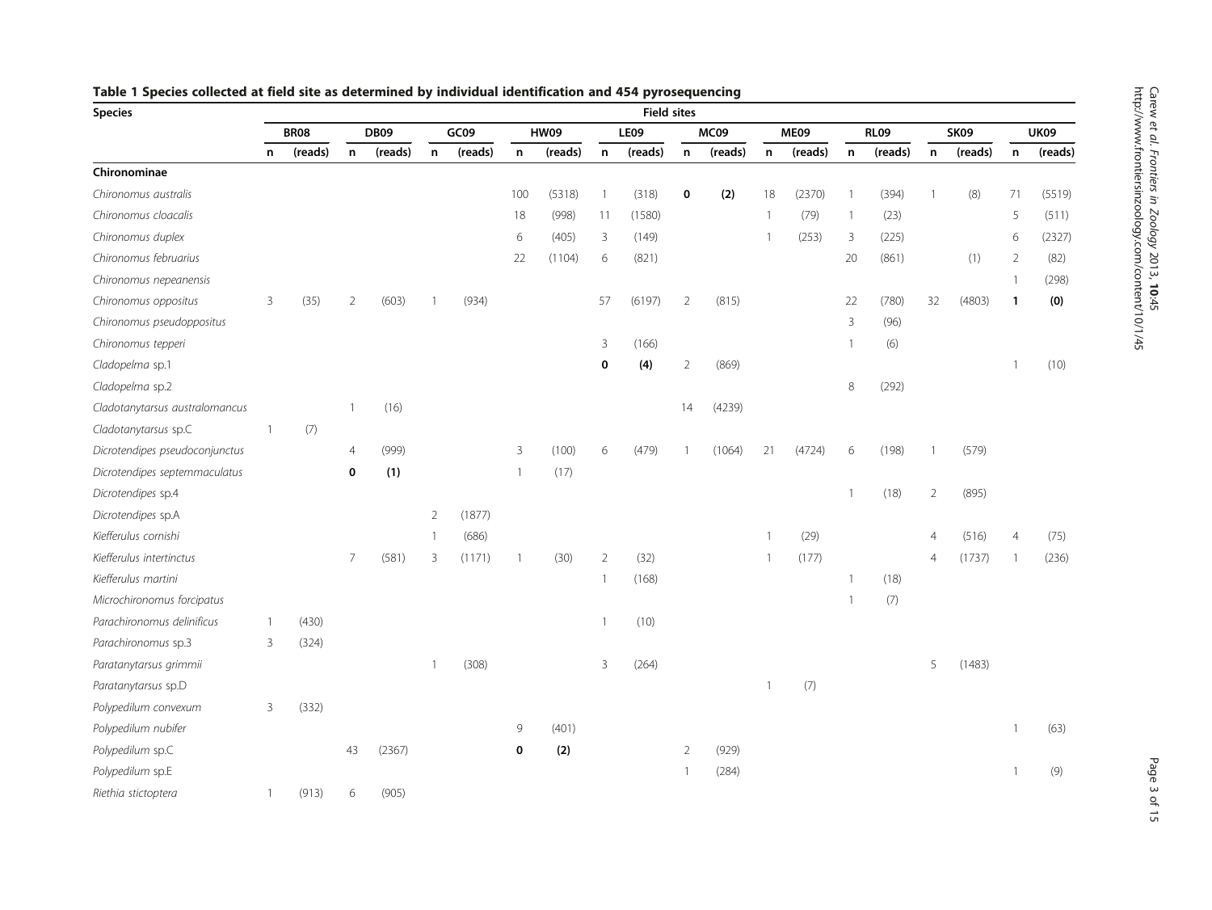**Table 1 Species collected at field site as determined by individual identification and 454 pyrosequencing**

| Species | Field sites | | | | | | | | | | | | | | | | | | | |
|---|---|---|---|---|---|---|---|---|---|---|---|---|---|---|---|---|---|---|---|---|
| | BR08 | | DB09 | | GC09 | | HW09 | | LE09 | | MC09 | | ME09 | | RL09 | | SK09 | | UK09 | |
| | n | (reads) | n | (reads) | n | (reads) | n | (reads) | n | (reads) | n | (reads) | n | (reads) | n | (reads) | n | (reads) | n | (reads) |
| **Chironominae** | | | | | | | | | | | | | | | | | | | | |
| *Chironomus australis* | | | | | | | 100 | (5318) | 1 | (318) | **0** | **(2)** | 18 | (2370) | 1 | (394) | 1 | (8) | 71 | (5519) |
| *Chironomus cloacalis* | | | | | | | 18 | (998) | 11 | (1580) | | | 1 | (79) | 1 | (23) | | | 5 | (511) |
| *Chironomus duplex* | | | | | | | 6 | (405) | 3 | (149) | | | 1 | (253) | 3 | (225) | | | 6 | (2327) |
| *Chironomus februarius* | | | | | | | 22 | (1104) | 6 | (821) | | | | | 20 | (861) | | (1) | 2 | (82) |
| *Chironomus nepeanensis* | | | | | | | | | | | | | | | | | | | 1 | (298) |
| *Chironomus oppositus* | 3 | (35) | 2 | (603) | 1 | (934) | | | 57 | (6197) | 2 | (815) | | | 22 | (780) | 32 | (4803) | **1** | **(0)** |
| *Chironomus pseudoppositus* | | | | | | | | | | | | | | | 3 | (96) | | | | |
| *Chironomus tepperi* | | | | | | | | | 3 | (166) | | | | | 1 | (6) | | | | |
| *Cladopelma* sp.1 | | | | | | | | | **0** | **(4)** | 2 | (869) | | | | | | | 1 | (10) |
| *Cladopelma* sp.2 | | | | | | | | | | | | | | | 8 | (292) | | | | |
| *Cladotanytarsus australomancus* | | | 1 | (16) | | | | | | | 14 | (4239) | | | | | | | | |
| *Cladotanytarsus* sp.C | 1 | (7) | | | | | | | | | | | | | | | | | | |
| *Dicrotendipes pseudoconjunctus* | | | 4 | (999) | | | 3 | (100) | 6 | (479) | 1 | (1064) | 21 | (4724) | 6 | (198) | 1 | (579) | | |
| *Dicrotendipes septemmaculatus* | | | **0** | **(1)** | | | 1 | (17) | | | | | | | | | | | | |
| *Dicrotendipes* sp.4 | | | | | | | | | | | | | | | 1 | (18) | 2 | (895) | | |
| *Dicrotendipes* sp.A | | | | | 2 | (1877) | | | | | | | | | | | | | | |
| *Kiefferulus cornishi* | | | | | 1 | (686) | | | | | | | 1 | (29) | | | 4 | (516) | 4 | (75) |
| *Kiefferulus intertinctus* | | | 7 | (581) | 3 | (1171) | 1 | (30) | 2 | (32) | | | 1 | (177) | | | 4 | (1737) | 1 | (236) |
| *Kiefferulus martini* | | | | | | | | | 1 | (168) | | | | | 1 | (18) | | | | |
| *Microchironomus forcipatus* | | | | | | | | | | | | | | | 1 | (7) | | | | |
| *Parachironomus delinificus* | 1 | (430) | | | | | | | 1 | (10) | | | | | | | | | | |
| *Parachironomus* sp.3 | 3 | (324) | | | | | | | | | | | | | | | | | | |
| *Paratanytarsus grimmii* | | | | | 1 | (308) | | | 3 | (264) | | | | | | | 5 | (1483) | | |
| *Paratanytarsus* sp.D | | | | | | | | | | | | | 1 | (7) | | | | | | |
| *Polypedilum convexum* | 3 | (332) | | | | | | | | | | | | | | | | | | |
| *Polypedilum nubifer* | | | | | | | 9 | (401) | | | | | | | | | | | 1 | (63) |
| *Polypedilum* sp.C | | | 43 | (2367) | | | **0** | **(2)** | | | 2 | (929) | | | | | | | | |
| *Polypedilum* sp.E | | | | | | | | | | | 1 | (284) | | | | | | | 1 | (9) |
| *Riethia stictoptera* | 1 | (913) | 6 | (905) | | | | | | | | | | | | | | | | |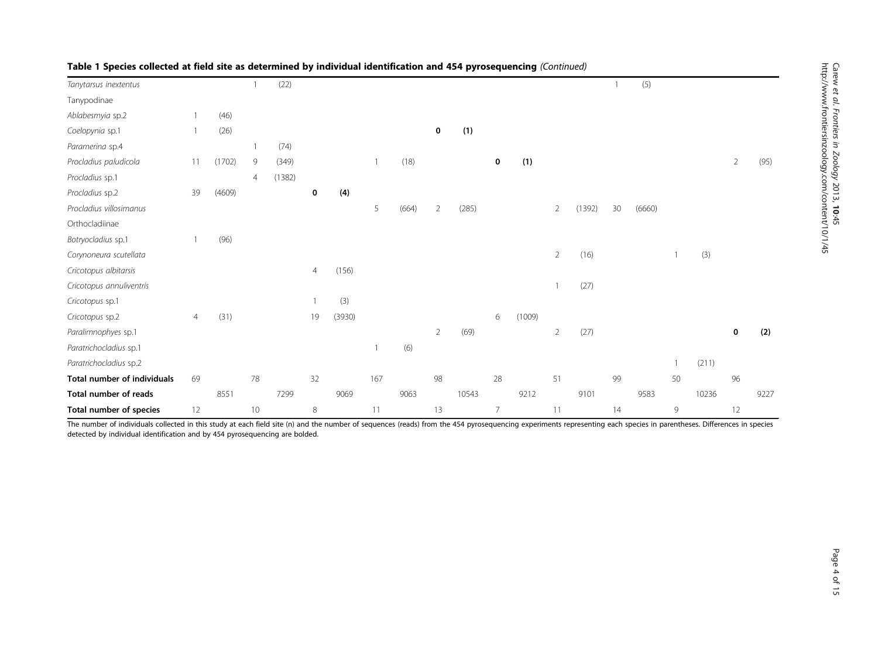**Table 1 Species collected at field site as determined by individual identification and 454 pyrosequencing** *(Continued)*

| | | | | | | | | | | | | | | | | | | | | |
|---|---|---|---|---|---|---|---|---|---|---|---|---|---|---|---|---|---|---|---|---|
| *Tanytarsus inextentus* | | | 1 | (22) | | | | | | | | | | | 1 | (5) | | | | |
| Tanypodinae | | | | | | | | | | | | | | | | | | | | |
| *Ablabesmyia* sp.2 | 1 | (46) | | | | | | | | | | | | | | | | | | |
| *Coelopynia* sp.1 | 1 | (26) | | | | | | | **0** | **(1)** | | | | | | | | | | |
| *Paramerina* sp.4 | | | 1 | (74) | | | | | | | | | | | | | | | | |
| *Procladius paludicola* | 11 | (1702) | 9 | (349) | | | 1 | (18) | | | **0** | **(1)** | | | | | | | 2 | (95) |
| *Procladius* sp.1 | | | 4 | (1382) | | | | | | | | | | | | | | | | |
| *Procladius* sp.2 | 39 | (4609) | | | **0** | **(4)** | | | | | | | | | | | | | | |
| *Procladius villosimanus* | | | | | | | 5 | (664) | 2 | (285) | | | 2 | (1392) | 30 | (6660) | | | | |
| Orthocladiinae | | | | | | | | | | | | | | | | | | | | |
| *Botryocladius* sp.1 | 1 | (96) | | | | | | | | | | | | | | | | | | |
| *Corynoneura scutellata* | | | | | | | | | | | | | 2 | (16) | | | 1 | (3) | | |
| *Cricotopus albitarsis* | | | | | 4 | (156) | | | | | | | | | | | | | | |
| *Cricotopus annuliventris* | | | | | | | | | | | | | 1 | (27) | | | | | | |
| *Cricotopus* sp.1 | | | | | 1 | (3) | | | | | | | | | | | | | | |
| *Cricotopus* sp.2 | 4 | (31) | | | 19 | (3930) | | | | | 6 | (1009) | | | | | | | | |
| *Paralimnophyes* sp.1 | | | | | | | | | 2 | (69) | | | 2 | (27) | | | | | **0** | **(2)** |
| *Paratrichocladius* sp.1 | | | | | | | 1 | (6) | | | | | | | | | | | | |
| *Paratrichocladius* sp.2 | | | | | | | | | | | | | | | | | 1 | (211) | | |
| **Total number of individuals** | 69 | | 78 | | 32 | | 167 | | 98 | | 28 | | 51 | | 99 | | 50 | | 96 | |
| **Total number of reads** | | 8551 | | 7299 | | 9069 | | 9063 | | 10543 | | 9212 | | 9101 | | 9583 | | 10236 | | 9227 |
| **Total number of species** | 12 | | 10 | | 8 | | 11 | | 13 | | 7 | | 11 | | 14 | | 9 | | 12 | |

The number of individuals collected in this study at each field site (n) and the number of sequences (reads) from the 454 pyrosequencing experiments representing each species in parentheses. Differences in species detected by individual identification and by 454 pyrosequencing are bolded.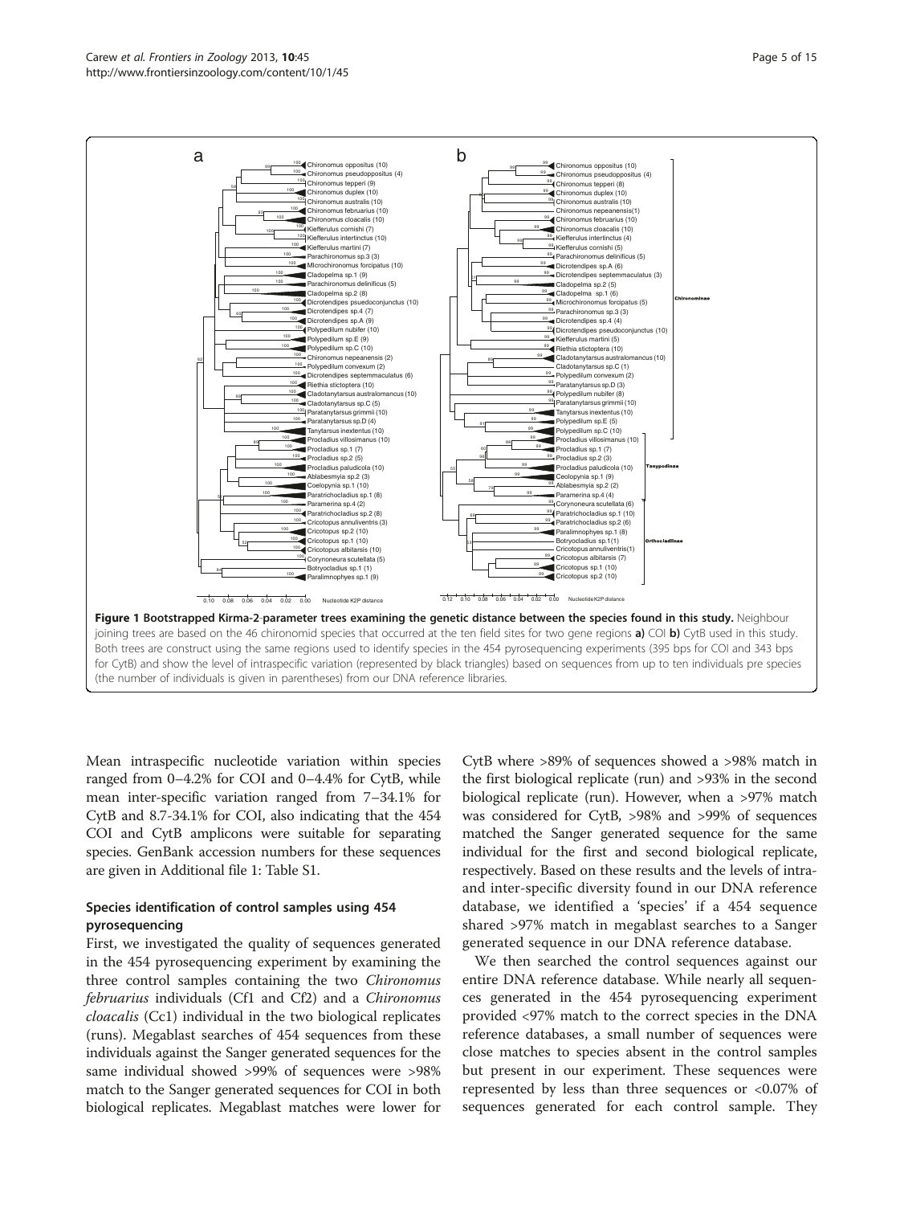**Figure 1 Bootstrapped Kirma-2-parameter trees examining the genetic distance between the species found in this study.** Neighbour joining trees are based on the 46 chironomid species that occurred at the ten field sites for two gene regions **a)** COI **b)** CytB used in this study. Both trees are construct using the same regions used to identify species in the 454 pyrosequencing experiments (395 bps for COI and 343 bps for CytB) and show the level of intraspecific variation (represented by black triangles) based on sequences from up to ten individuals pre species (the number of individuals is given in parentheses) from our DNA reference libraries.

Mean intraspecific nucleotide variation within species ranged from 0–4.2% for COI and 0–4.4% for CytB, while mean inter-specific variation ranged from 7–34.1% for CytB and 8.7-34.1% for COI, also indicating that the 454 COI and CytB amplicons were suitable for separating species. GenBank accession numbers for these sequences are given in Additional file 1: Table S1.

### Species identification of control samples using 454 pyrosequencing

First, we investigated the quality of sequences generated in the 454 pyrosequencing experiment by examining the three control samples containing the two *Chironomus februarius* individuals (Cf1 and Cf2) and a *Chironomus cloacalis* (Cc1) individual in the two biological replicates (runs). Megablast searches of 454 sequences from these individuals against the Sanger generated sequences for the same individual showed >99% of sequences were >98% match to the Sanger generated sequences for COI in both biological replicates. Megablast matches were lower for CytB where >89% of sequences showed a >98% match in the first biological replicate (run) and >93% in the second biological replicate (run). However, when a >97% match was considered for CytB, >98% and >99% of sequences matched the Sanger generated sequence for the same individual for the first and second biological replicate, respectively. Based on these results and the levels of intra- and inter-specific diversity found in our DNA reference database, we identified a 'species' if a 454 sequence shared >97% match in megablast searches to a Sanger generated sequence in our DNA reference database.

We then searched the control sequences against our entire DNA reference database. While nearly all sequences generated in the 454 pyrosequencing experiment provided <97% match to the correct species in the DNA reference databases, a small number of sequences were close matches to species absent in the control samples but present in our experiment. These sequences were represented by less than three sequences or <0.07% of sequences generated for each control sample. They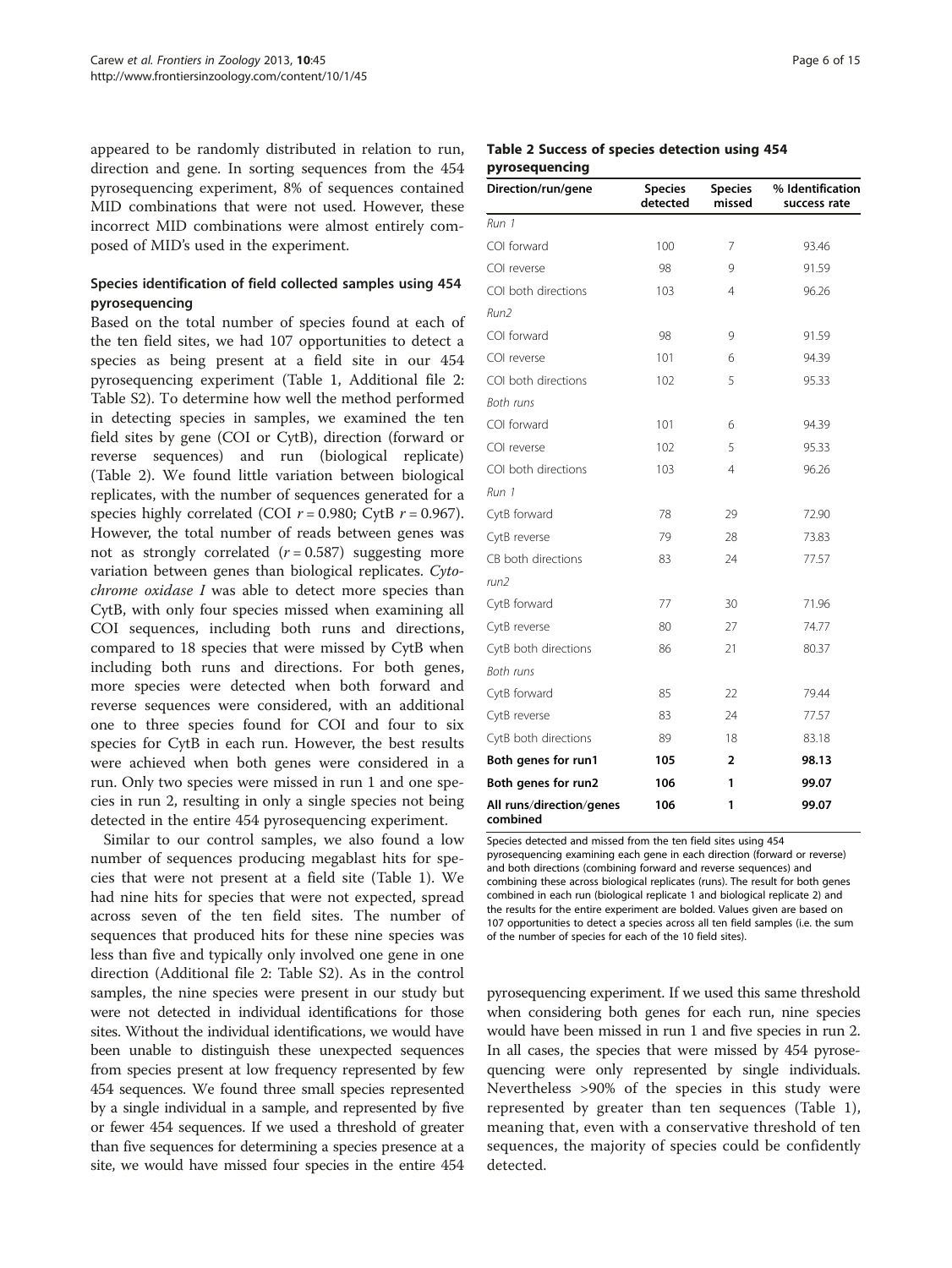appeared to be randomly distributed in relation to run, direction and gene. In sorting sequences from the 454 pyrosequencing experiment, 8% of sequences contained MID combinations that were not used. However, these incorrect MID combinations were almost entirely composed of MID's used in the experiment.

### Species identification of field collected samples using 454 pyrosequencing

Based on the total number of species found at each of the ten field sites, we had 107 opportunities to detect a species as being present at a field site in our 454 pyrosequencing experiment (Table 1, Additional file 2: Table S2). To determine how well the method performed in detecting species in samples, we examined the ten field sites by gene (COI or CytB), direction (forward or reverse sequences) and run (biological replicate) (Table 2). We found little variation between biological replicates, with the number of sequences generated for a species highly correlated (COI $r = 0.980$; CytB $r = 0.967$). However, the total number of reads between genes was not as strongly correlated ($r = 0.587$) suggesting more variation between genes than biological replicates. *Cytochrome oxidase I* was able to detect more species than CytB, with only four species missed when examining all COI sequences, including both runs and directions, compared to 18 species that were missed by CytB when including both runs and directions. For both genes, more species were detected when both forward and reverse sequences were considered, with an additional one to three species found for COI and four to six species for CytB in each run. However, the best results were achieved when both genes were considered in a run. Only two species were missed in run 1 and one species in run 2, resulting in only a single species not being detected in the entire 454 pyrosequencing experiment.

Similar to our control samples, we also found a low number of sequences producing megablast hits for species that were not present at a field site (Table 1). We had nine hits for species that were not expected, spread across seven of the ten field sites. The number of sequences that produced hits for these nine species was less than five and typically only involved one gene in one direction (Additional file 2: Table S2). As in the control samples, the nine species were present in our study but were not detected in individual identifications for those sites. Without the individual identifications, we would have been unable to distinguish these unexpected sequences from species present at low frequency represented by few 454 sequences. We found three small species represented by a single individual in a sample, and represented by five or fewer 454 sequences. If we used a threshold of greater than five sequences for determining a species presence at a site, we would have missed four species in the entire 454 pyrosequencing experiment. If we used this same threshold when considering both genes for each run, nine species would have been missed in run 1 and five species in run 2. In all cases, the species that were missed by 454 pyrosequencing were only represented by single individuals. Nevertheless >90% of the species in this study were represented by greater than ten sequences (Table 1), meaning that, even with a conservative threshold of ten sequences, the majority of species could be confidently detected.

**Table 2 Success of species detection using 454 pyrosequencing**

| Direction/run/gene | Species detected | Species missed | % Identification success rate |
|---|---|---|---|
| *Run 1* | | | |
| COI forward | 100 | 7 | 93.46 |
| COI reverse | 98 | 9 | 91.59 |
| COI both directions | 103 | 4 | 96.26 |
| *Run2* | | | |
| COI forward | 98 | 9 | 91.59 |
| COI reverse | 101 | 6 | 94.39 |
| COI both directions | 102 | 5 | 95.33 |
| *Both runs* | | | |
| COI forward | 101 | 6 | 94.39 |
| COI reverse | 102 | 5 | 95.33 |
| COI both directions | 103 | 4 | 96.26 |
| *Run 1* | | | |
| CytB forward | 78 | 29 | 72.90 |
| CytB reverse | 79 | 28 | 73.83 |
| CB both directions | 83 | 24 | 77.57 |
| *run2* | | | |
| CytB forward | 77 | 30 | 71.96 |
| CytB reverse | 80 | 27 | 74.77 |
| CytB both directions | 86 | 21 | 80.37 |
| *Both runs* | | | |
| CytB forward | 85 | 22 | 79.44 |
| CytB reverse | 83 | 24 | 77.57 |
| CytB both directions | 89 | 18 | 83.18 |
| **Both genes for run1** | **105** | **2** | **98.13** |
| **Both genes for run2** | **106** | **1** | **99.07** |
| **All runs/direction/genes combined** | **106** | **1** | **99.07** |

Species detected and missed from the ten field sites using 454 pyrosequencing examining each gene in each direction (forward or reverse) and both directions (combining forward and reverse sequences) and combining these across biological replicates (runs). The result for both genes combined in each run (biological replicate 1 and biological replicate 2) and the results for the entire experiment are bolded. Values given are based on 107 opportunities to detect a species across all ten field samples (i.e. the sum of the number of species for each of the 10 field sites).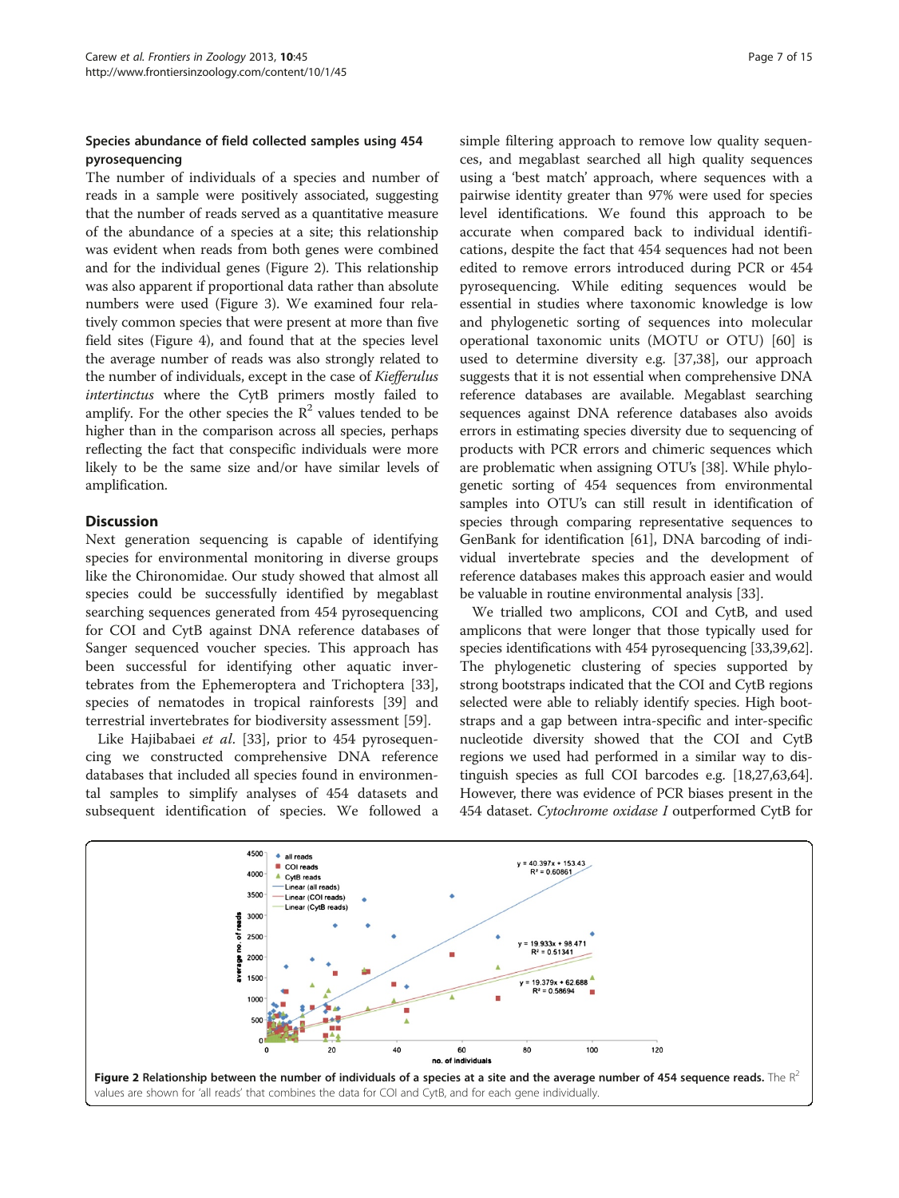### Species abundance of field collected samples using 454 pyrosequencing

The number of individuals of a species and number of reads in a sample were positively associated, suggesting that the number of reads served as a quantitative measure of the abundance of a species at a site; this relationship was evident when reads from both genes were combined and for the individual genes (Figure 2). This relationship was also apparent if proportional data rather than absolute numbers were used (Figure 3). We examined four relatively common species that were present at more than five field sites (Figure 4), and found that at the species level the average number of reads was also strongly related to the number of individuals, except in the case of *Kiefferulus intertinctus* where the CytB primers mostly failed to amplify. For the other species the $R^2$ values tended to be higher than in the comparison across all species, perhaps reflecting the fact that conspecific individuals were more likely to be the same size and/or have similar levels of amplification.

## Discussion

Next generation sequencing is capable of identifying species for environmental monitoring in diverse groups like the Chironomidae. Our study showed that almost all species could be successfully identified by megablast searching sequences generated from 454 pyrosequencing for COI and CytB against DNA reference databases of Sanger sequenced voucher species. This approach has been successful for identifying other aquatic invertebrates from the Ephemeroptera and Trichoptera [33], species of nematodes in tropical rainforests [39] and terrestrial invertebrates for biodiversity assessment [59].

Like Hajibabaei *et al.* [33], prior to 454 pyrosequencing we constructed comprehensive DNA reference databases that included all species found in environmental samples to simplify analyses of 454 datasets and subsequent identification of species. We followed a simple filtering approach to remove low quality sequences, and megablast searched all high quality sequences using a 'best match' approach, where sequences with a pairwise identity greater than 97% were used for species level identifications. We found this approach to be accurate when compared back to individual identifications, despite the fact that 454 sequences had not been edited to remove errors introduced during PCR or 454 pyrosequencing. While editing sequences would be essential in studies where taxonomic knowledge is low and phylogenetic sorting of sequences into molecular operational taxonomic units (MOTU or OTU) [60] is used to determine diversity e.g. [37,38], our approach suggests that it is not essential when comprehensive DNA reference databases are available. Megablast searching sequences against DNA reference databases also avoids errors in estimating species diversity due to sequencing of products with PCR errors and chimeric sequences which are problematic when assigning OTU's [38]. While phylogenetic sorting of 454 sequences from environmental samples into OTU's can still result in identification of species through comparing representative sequences to GenBank for identification [61], DNA barcoding of individual invertebrate species and the development of reference databases makes this approach easier and would be valuable in routine environmental analysis [33].

We trialled two amplicons, COI and CytB, and used amplicons that were longer that those typically used for species identifications with 454 pyrosequencing [33,39,62]. The phylogenetic clustering of species supported by strong bootstraps indicated that the COI and CytB regions selected were able to reliably identify species. High bootstraps and a gap between intra-specific and inter-specific nucleotide diversity showed that the COI and CytB regions we used had performed in a similar way to distinguish species as full COI barcodes e.g. [18,27,63,64]. However, there was evidence of PCR biases present in the 454 dataset. *Cytochrome oxidase I* outperformed CytB for

**Figure 2 Relationship between the number of individuals of a species at a site and the average number of 454 sequence reads.** The $R^2$ values are shown for 'all reads' that combines the data for COI and CytB, and for each gene individually.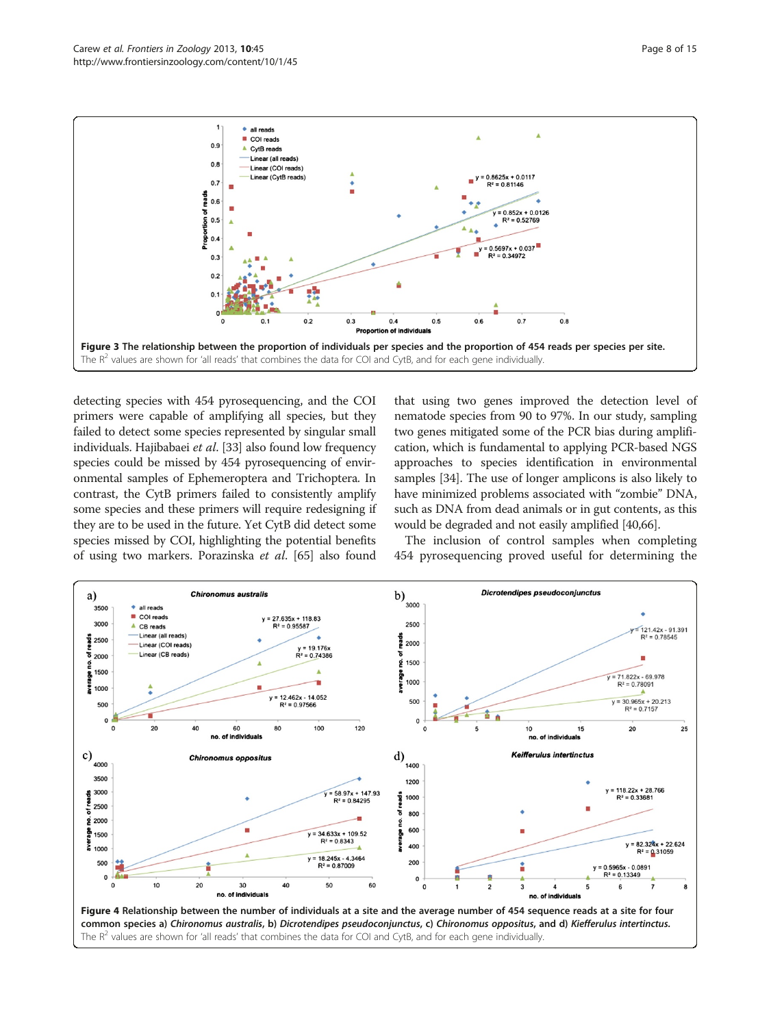**Figure 3 The relationship between the proportion of individuals per species and the proportion of 454 reads per species per site.** The $R^2$ values are shown for 'all reads' that combines the data for COI and CytB, and for each gene individually.

detecting species with 454 pyrosequencing, and the COI primers were capable of amplifying all species, but they failed to detect some species represented by singular small individuals. Hajibabaei *et al*. [33] also found low frequency species could be missed by 454 pyrosequencing of environmental samples of Ephemeroptera and Trichoptera. In contrast, the CytB primers failed to consistently amplify some species and these primers will require redesigning if they are to be used in the future. Yet CytB did detect some species missed by COI, highlighting the potential benefits of using two markers. Porazinska *et al*. [65] also found that using two genes improved the detection level of nematode species from 90 to 97%. In our study, sampling two genes mitigated some of the PCR bias during amplification, which is fundamental to applying PCR-based NGS approaches to species identification in environmental samples [34]. The use of longer amplicons is also likely to have minimized problems associated with "zombie" DNA, such as DNA from dead animals or in gut contents, as this would be degraded and not easily amplified [40,66].

The inclusion of control samples when completing 454 pyrosequencing proved useful for determining the

**Figure 4 Relationship between the number of individuals at a site and the average number of 454 sequence reads at a site for four common species a)** ***Chironomus australis*****, b)** ***Dicrotendipes pseudoconjunctus*****, c)** ***Chironomus oppositus*****, and d)** ***Kiefferulus intertinctus*****.** The $R^2$ values are shown for 'all reads' that combines the data for COI and CytB, and for each gene individually.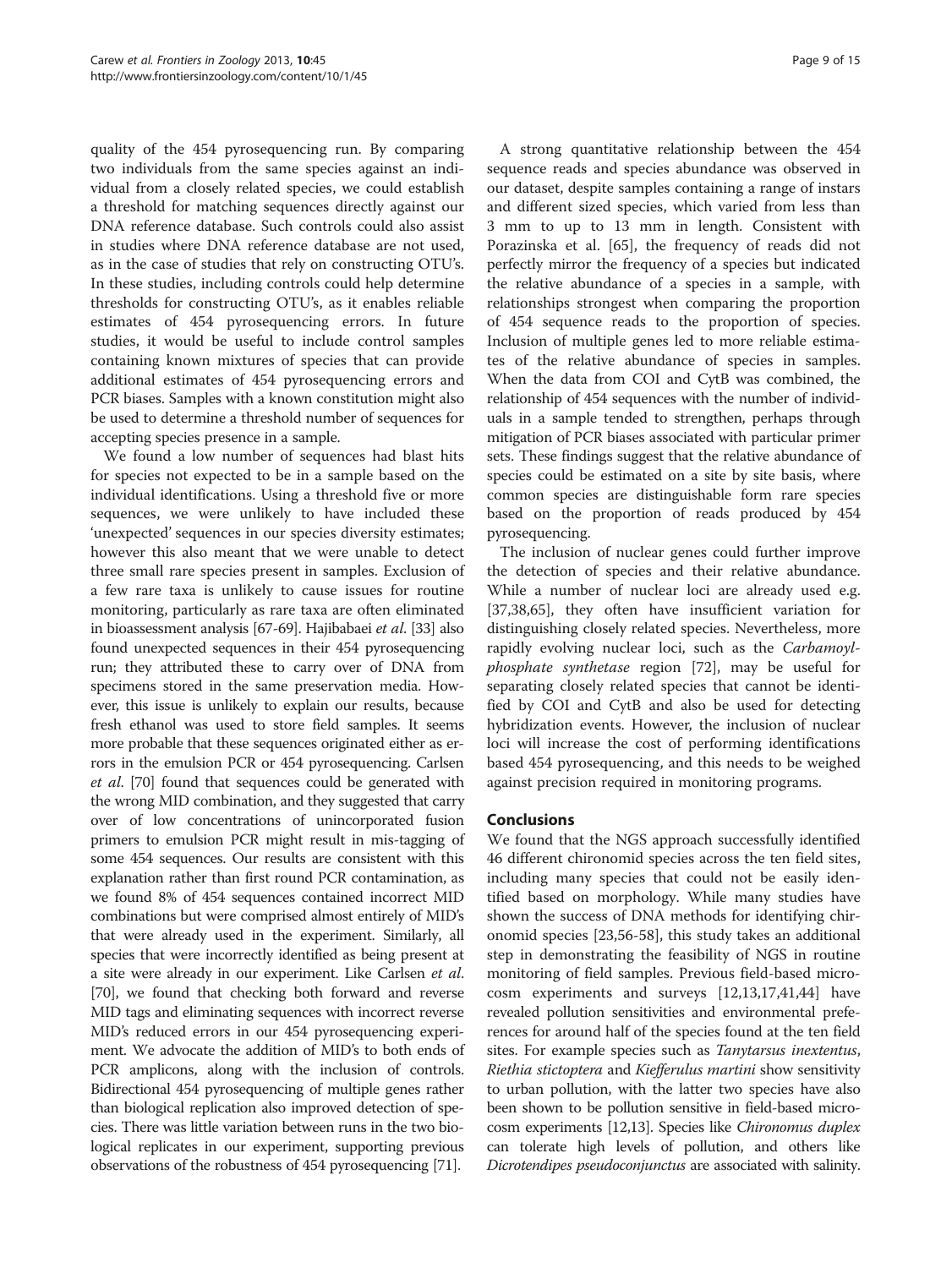quality of the 454 pyrosequencing run. By comparing two individuals from the same species against an individual from a closely related species, we could establish a threshold for matching sequences directly against our DNA reference database. Such controls could also assist in studies where DNA reference database are not used, as in the case of studies that rely on constructing OTU's. In these studies, including controls could help determine thresholds for constructing OTU's, as it enables reliable estimates of 454 pyrosequencing errors. In future studies, it would be useful to include control samples containing known mixtures of species that can provide additional estimates of 454 pyrosequencing errors and PCR biases. Samples with a known constitution might also be used to determine a threshold number of sequences for accepting species presence in a sample.

We found a low number of sequences had blast hits for species not expected to be in a sample based on the individual identifications. Using a threshold five or more sequences, we were unlikely to have included these 'unexpected' sequences in our species diversity estimates; however this also meant that we were unable to detect three small rare species present in samples. Exclusion of a few rare taxa is unlikely to cause issues for routine monitoring, particularly as rare taxa are often eliminated in bioassessment analysis [67-69]. Hajibabaei *et al*. [33] also found unexpected sequences in their 454 pyrosequencing run; they attributed these to carry over of DNA from specimens stored in the same preservation media. However, this issue is unlikely to explain our results, because fresh ethanol was used to store field samples. It seems more probable that these sequences originated either as errors in the emulsion PCR or 454 pyrosequencing. Carlsen *et al*. [70] found that sequences could be generated with the wrong MID combination, and they suggested that carry over of low concentrations of unincorporated fusion primers to emulsion PCR might result in mis-tagging of some 454 sequences. Our results are consistent with this explanation rather than first round PCR contamination, as we found 8% of 454 sequences contained incorrect MID combinations but were comprised almost entirely of MID's that were already used in the experiment. Similarly, all species that were incorrectly identified as being present at a site were already in our experiment. Like Carlsen *et al*. [70], we found that checking both forward and reverse MID tags and eliminating sequences with incorrect reverse MID's reduced errors in our 454 pyrosequencing experiment. We advocate the addition of MID's to both ends of PCR amplicons, along with the inclusion of controls. Bidirectional 454 pyrosequencing of multiple genes rather than biological replication also improved detection of species. There was little variation between runs in the two biological replicates in our experiment, supporting previous observations of the robustness of 454 pyrosequencing [71].

A strong quantitative relationship between the 454 sequence reads and species abundance was observed in our dataset, despite samples containing a range of instars and different sized species, which varied from less than 3 mm to up to 13 mm in length. Consistent with Porazinska et al. [65], the frequency of reads did not perfectly mirror the frequency of a species but indicated the relative abundance of a species in a sample, with relationships strongest when comparing the proportion of 454 sequence reads to the proportion of species. Inclusion of multiple genes led to more reliable estimates of the relative abundance of species in samples. When the data from COI and CytB was combined, the relationship of 454 sequences with the number of individuals in a sample tended to strengthen, perhaps through mitigation of PCR biases associated with particular primer sets. These findings suggest that the relative abundance of species could be estimated on a site by site basis, where common species are distinguishable form rare species based on the proportion of reads produced by 454 pyrosequencing.

The inclusion of nuclear genes could further improve the detection of species and their relative abundance. While a number of nuclear loci are already used e.g. [37,38,65], they often have insufficient variation for distinguishing closely related species. Nevertheless, more rapidly evolving nuclear loci, such as the *Carbamoyl-phosphate synthetase* region [72], may be useful for separating closely related species that cannot be identified by COI and CytB and also be used for detecting hybridization events. However, the inclusion of nuclear loci will increase the cost of performing identifications based 454 pyrosequencing, and this needs to be weighed against precision required in monitoring programs.

## Conclusions

We found that the NGS approach successfully identified 46 different chironomid species across the ten field sites, including many species that could not be easily identified based on morphology. While many studies have shown the success of DNA methods for identifying chironomid species [23,56-58], this study takes an additional step in demonstrating the feasibility of NGS in routine monitoring of field samples. Previous field-based microcosm experiments and surveys [12,13,17,41,44] have revealed pollution sensitivities and environmental preferences for around half of the species found at the ten field sites. For example species such as *Tanytarsus inextentus*, *Riethia stictoptera* and *Kiefferulus martini* show sensitivity to urban pollution, with the latter two species have also been shown to be pollution sensitive in field-based microcosm experiments [12,13]. Species like *Chironomus duplex* can tolerate high levels of pollution, and others like *Dicrotendipes pseudoconjunctus* are associated with salinity.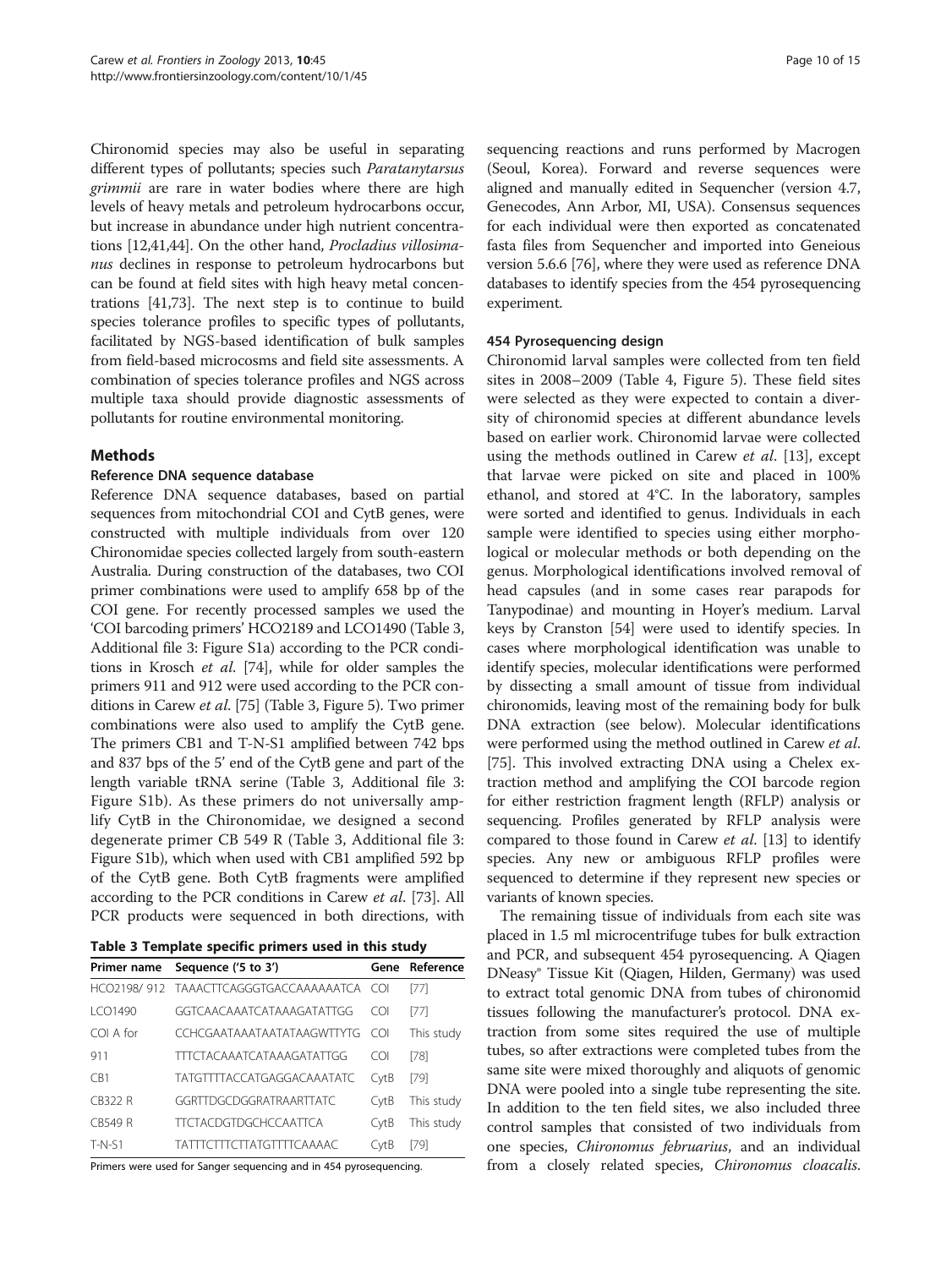Chironomid species may also be useful in separating different types of pollutants; species such *Paratanytarsus grimmii* are rare in water bodies where there are high levels of heavy metals and petroleum hydrocarbons occur, but increase in abundance under high nutrient concentrations [12,41,44]. On the other hand, *Procladius villosimanus* declines in response to petroleum hydrocarbons but can be found at field sites with high heavy metal concentrations [41,73]. The next step is to continue to build species tolerance profiles to specific types of pollutants, facilitated by NGS-based identification of bulk samples from field-based microcosms and field site assessments. A combination of species tolerance profiles and NGS across multiple taxa should provide diagnostic assessments of pollutants for routine environmental monitoring.

## Methods

### Reference DNA sequence database

Reference DNA sequence databases, based on partial sequences from mitochondrial COI and CytB genes, were constructed with multiple individuals from over 120 Chironomidae species collected largely from south-eastern Australia. During construction of the databases, two COI primer combinations were used to amplify 658 bp of the COI gene. For recently processed samples we used the 'COI barcoding primers' HCO2189 and LCO1490 (Table 3, Additional file 3: Figure S1a) according to the PCR conditions in Krosch *et al*. [74], while for older samples the primers 911 and 912 were used according to the PCR conditions in Carew *et al*. [75] (Table 3, Figure 5). Two primer combinations were also used to amplify the CytB gene. The primers CB1 and T-N-S1 amplified between 742 bps and 837 bps of the 5' end of the CytB gene and part of the length variable tRNA serine (Table 3, Additional file 3: Figure S1b). As these primers do not universally amplify CytB in the Chironomidae, we designed a second degenerate primer CB 549 R (Table 3, Additional file 3: Figure S1b), which when used with CB1 amplified 592 bp of the CytB gene. Both CytB fragments were amplified according to the PCR conditions in Carew *et al*. [73]. All PCR products were sequenced in both directions, with sequencing reactions and runs performed by Macrogen (Seoul, Korea). Forward and reverse sequences were aligned and manually edited in Sequencher (version 4.7, Genecodes, Ann Arbor, MI, USA). Consensus sequences for each individual were then exported as concatenated fasta files from Sequencher and imported into Geneious version 5.6.6 [76], where they were used as reference DNA databases to identify species from the 454 pyrosequencing experiment.

**Table 3 Template specific primers used in this study**

| Primer name | Sequence ('5 to 3') | Gene | Reference |
|---|---|---|---|
| HCO2198/ 912 | TAAACTTCAGGGTGACCAAAAAATCA | COI | [77] |
| LCO1490 | GGTCAACAAATCATAAAGATATTGG | COI | [77] |
| COI A for | CCHCGAATAAATAATATAAGWTTYTG | COI | This study |
| 911 | TTTCTACAAATCATAAAGATATTGG | COI | [78] |
| CB1 | TATGTTTTACCATGAGGACAAATATC | CytB | [79] |
| CB322 R | GGRTTDGCDGGRATRAARTTATC | CytB | This study |
| CB549 R | TTCTACDGTDGCHCCAATTCA | CytB | This study |
| T-N-S1 | TATTTCTTTCTTATGTTTTCAAAAC | CytB | [79] |

Primers were used for Sanger sequencing and in 454 pyrosequencing.

### 454 Pyrosequencing design

Chironomid larval samples were collected from ten field sites in 2008–2009 (Table 4, Figure 5). These field sites were selected as they were expected to contain a diversity of chironomid species at different abundance levels based on earlier work. Chironomid larvae were collected using the methods outlined in Carew *et al*. [13], except that larvae were picked on site and placed in 100% ethanol, and stored at 4°C. In the laboratory, samples were sorted and identified to genus. Individuals in each sample were identified to species using either morphological or molecular methods or both depending on the genus. Morphological identifications involved removal of head capsules (and in some cases rear parapods for Tanypodinae) and mounting in Hoyer's medium. Larval keys by Cranston [54] were used to identify species. In cases where morphological identification was unable to identify species, molecular identifications were performed by dissecting a small amount of tissue from individual chironomids, leaving most of the remaining body for bulk DNA extraction (see below). Molecular identifications were performed using the method outlined in Carew *et al*. [75]. This involved extracting DNA using a Chelex extraction method and amplifying the COI barcode region for either restriction fragment length (RFLP) analysis or sequencing. Profiles generated by RFLP analysis were compared to those found in Carew *et al*. [13] to identify species. Any new or ambiguous RFLP profiles were sequenced to determine if they represent new species or variants of known species.

The remaining tissue of individuals from each site was placed in 1.5 ml microcentrifuge tubes for bulk extraction and PCR, and subsequent 454 pyrosequencing. A Qiagen DNeasy® Tissue Kit (Qiagen, Hilden, Germany) was used to extract total genomic DNA from tubes of chironomid tissues following the manufacturer's protocol. DNA extraction from some sites required the use of multiple tubes, so after extractions were completed tubes from the same site were mixed thoroughly and aliquots of genomic DNA were pooled into a single tube representing the site. In addition to the ten field sites, we also included three control samples that consisted of two individuals from one species, *Chironomus februarius*, and an individual from a closely related species, *Chironomus cloacalis*.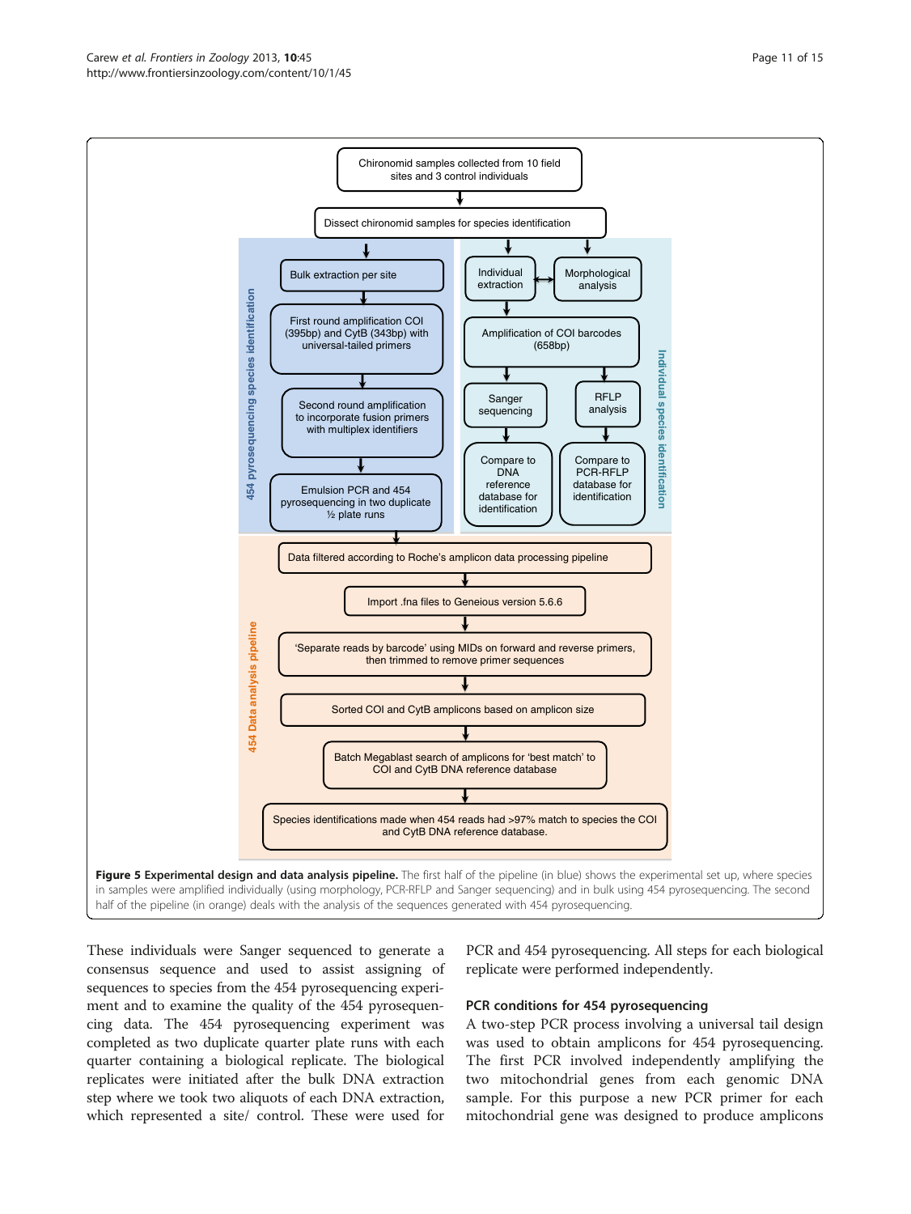Chironomid samples collected from 10 field sites and 3 control individuals

Dissect chironomid samples for species identification

**454 pyrosequencing species identification**

- Bulk extraction per site
- First round amplification COI (395bp) and CytB (343bp) with universal-tailed primers
- Second round amplification to incorporate fusion primers with multiplex identifiers
- Emulsion PCR and 454 pyrosequencing in two duplicate ½ plate runs

**Individual species identification**

- Individual extraction ↔ Morphological analysis
- Amplification of COI barcodes (658bp)
- Sanger sequencing → Compare to DNA reference database for identification
- RFLP analysis → Compare to PCR-RFLP database for identification

**454 Data analysis pipeline**

- Data filtered according to Roche's amplicon data processing pipeline
- Import .fna files to Geneious version 5.6.6
- 'Separate reads by barcode' using MIDs on forward and reverse primers, then trimmed to remove primer sequences
- Sorted COI and CytB amplicons based on amplicon size
- Batch Megablast search of amplicons for 'best match' to COI and CytB DNA reference database
- Species identifications made when 454 reads had >97% match to species the COI and CytB DNA reference database.

**Figure 5 Experimental design and data analysis pipeline.** The first half of the pipeline (in blue) shows the experimental set up, where species in samples were amplified individually (using morphology, PCR-RFLP and Sanger sequencing) and in bulk using 454 pyrosequencing. The second half of the pipeline (in orange) deals with the analysis of the sequences generated with 454 pyrosequencing.

These individuals were Sanger sequenced to generate a consensus sequence and used to assist assigning of sequences to species from the 454 pyrosequencing experiment and to examine the quality of the 454 pyrosequencing data. The 454 pyrosequencing experiment was completed as two duplicate quarter plate runs with each quarter containing a biological replicate. The biological replicates were initiated after the bulk DNA extraction step where we took two aliquots of each DNA extraction, which represented a site/ control. These were used for PCR and 454 pyrosequencing. All steps for each biological replicate were performed independently.

### PCR conditions for 454 pyrosequencing

A two-step PCR process involving a universal tail design was used to obtain amplicons for 454 pyrosequencing. The first PCR involved independently amplifying the two mitochondrial genes from each genomic DNA sample. For this purpose a new PCR primer for each mitochondrial gene was designed to produce amplicons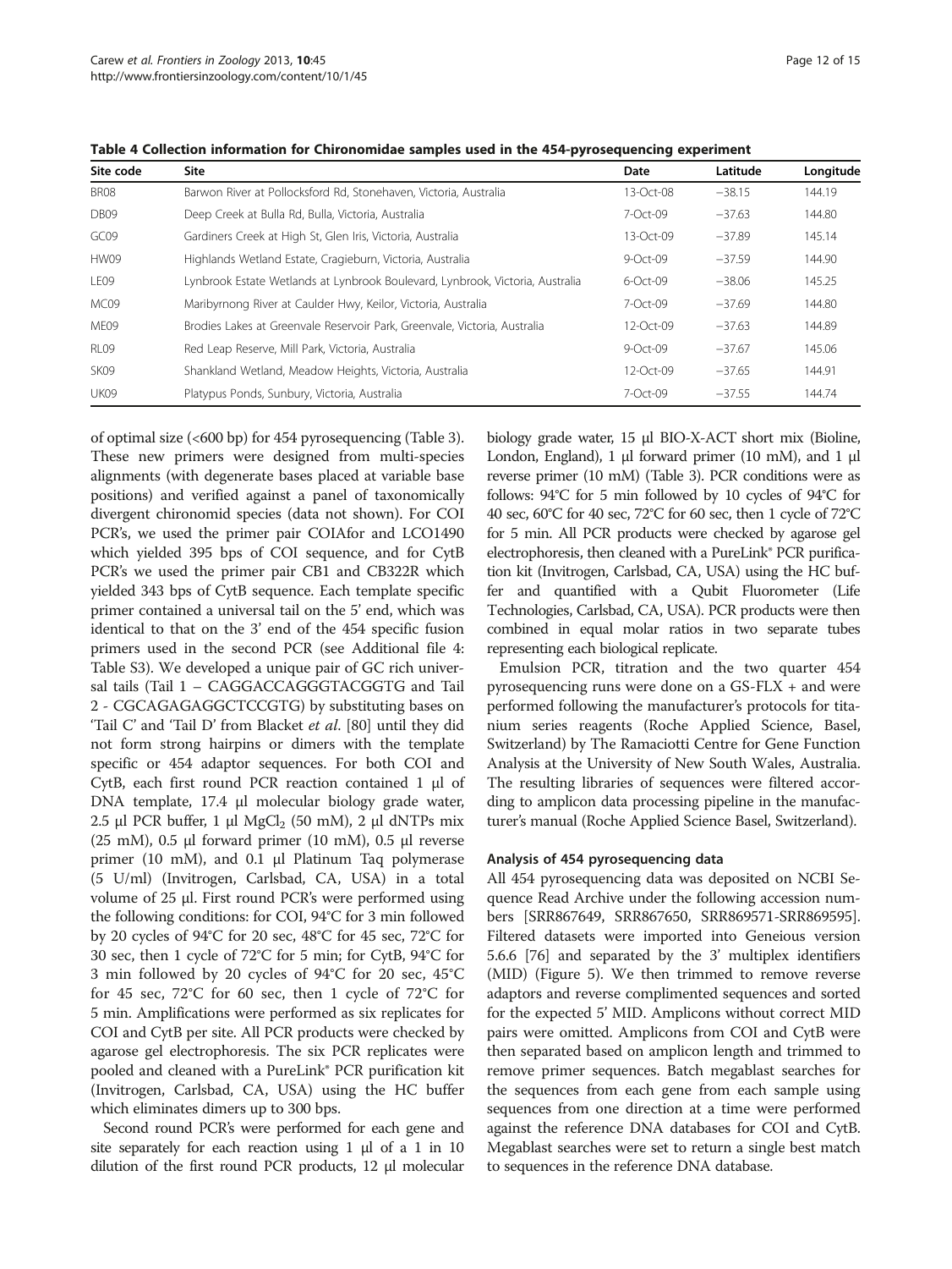**Table 4 Collection information for Chironomidae samples used in the 454-pyrosequencing experiment**

| Site code | Site | Date | Latitude | Longitude |
|---|---|---|---|---|
| BR08 | Barwon River at Pollocksford Rd, Stonehaven, Victoria, Australia | 13-Oct-08 | −38.15 | 144.19 |
| DB09 | Deep Creek at Bulla Rd, Bulla, Victoria, Australia | 7-Oct-09 | −37.63 | 144.80 |
| GC09 | Gardiners Creek at High St, Glen Iris, Victoria, Australia | 13-Oct-09 | −37.89 | 145.14 |
| HW09 | Highlands Wetland Estate, Cragieburn, Victoria, Australia | 9-Oct-09 | −37.59 | 144.90 |
| LE09 | Lynbrook Estate Wetlands at Lynbrook Boulevard, Lynbrook, Victoria, Australia | 6-Oct-09 | −38.06 | 145.25 |
| MC09 | Maribyrnong River at Caulder Hwy, Keilor, Victoria, Australia | 7-Oct-09 | −37.69 | 144.80 |
| ME09 | Brodies Lakes at Greenvale Reservoir Park, Greenvale, Victoria, Australia | 12-Oct-09 | −37.63 | 144.89 |
| RL09 | Red Leap Reserve, Mill Park, Victoria, Australia | 9-Oct-09 | −37.67 | 145.06 |
| SK09 | Shankland Wetland, Meadow Heights, Victoria, Australia | 12-Oct-09 | −37.65 | 144.91 |
| UK09 | Platypus Ponds, Sunbury, Victoria, Australia | 7-Oct-09 | −37.55 | 144.74 |

of optimal size (<600 bp) for 454 pyrosequencing (Table 3). These new primers were designed from multi-species alignments (with degenerate bases placed at variable base positions) and verified against a panel of taxonomically divergent chironomid species (data not shown). For COI PCR's, we used the primer pair COIAfor and LCO1490 which yielded 395 bps of COI sequence, and for CytB PCR's we used the primer pair CB1 and CB322R which yielded 343 bps of CytB sequence. Each template specific primer contained a universal tail on the 5' end, which was identical to that on the 3' end of the 454 specific fusion primers used in the second PCR (see Additional file 4: Table S3). We developed a unique pair of GC rich universal tails (Tail 1 – CAGGACCAGGGTACGGTG and Tail 2 - CGCAGAGAGGCTCCGTG) by substituting bases on 'Tail C' and 'Tail D' from Blacket *et al*. [80] until they did not form strong hairpins or dimers with the template specific or 454 adaptor sequences. For both COI and CytB, each first round PCR reaction contained 1 μl of DNA template, 17.4 μl molecular biology grade water, 2.5 μl PCR buffer, 1 μl $MgCl_2$ (50 mM), 2 μl dNTPs mix (25 mM), 0.5 μl forward primer (10 mM), 0.5 μl reverse primer (10 mM), and 0.1 μl Platinum Taq polymerase (5 U/ml) (Invitrogen, Carlsbad, CA, USA) in a total volume of 25 μl. First round PCR's were performed using the following conditions: for COI, 94°C for 3 min followed by 20 cycles of 94°C for 20 sec, 48°C for 45 sec, 72°C for 30 sec, then 1 cycle of 72°C for 5 min; for CytB, 94°C for 3 min followed by 20 cycles of 94°C for 20 sec, 45°C for 45 sec, 72°C for 60 sec, then 1 cycle of 72°C for 5 min. Amplifications were performed as six replicates for COI and CytB per site. All PCR products were checked by agarose gel electrophoresis. The six PCR replicates were pooled and cleaned with a PureLink® PCR purification kit (Invitrogen, Carlsbad, CA, USA) using the HC buffer which eliminates dimers up to 300 bps.

Second round PCR's were performed for each gene and site separately for each reaction using 1 μl of a 1 in 10 dilution of the first round PCR products, 12 μl molecular biology grade water, 15 μl BIO-X-ACT short mix (Bioline, London, England), 1 μl forward primer (10 mM), and 1 μl reverse primer (10 mM) (Table 3). PCR conditions were as follows: 94°C for 5 min followed by 10 cycles of 94°C for 40 sec, 60°C for 40 sec, 72°C for 60 sec, then 1 cycle of 72°C for 5 min. All PCR products were checked by agarose gel electrophoresis, then cleaned with a PureLink® PCR purification kit (Invitrogen, Carlsbad, CA, USA) using the HC buffer and quantified with a Qubit Fluorometer (Life Technologies, Carlsbad, CA, USA). PCR products were then combined in equal molar ratios in two separate tubes representing each biological replicate.

Emulsion PCR, titration and the two quarter 454 pyrosequencing runs were done on a GS-FLX + and were performed following the manufacturer's protocols for titanium series reagents (Roche Applied Science, Basel, Switzerland) by The Ramaciotti Centre for Gene Function Analysis at the University of New South Wales, Australia. The resulting libraries of sequences were filtered according to amplicon data processing pipeline in the manufacturer's manual (Roche Applied Science Basel, Switzerland).

#### Analysis of 454 pyrosequencing data

All 454 pyrosequencing data was deposited on NCBI Sequence Read Archive under the following accession numbers [SRR867649, SRR867650, SRR869571-SRR869595]. Filtered datasets were imported into Geneious version 5.6.6 [76] and separated by the 3' multiplex identifiers (MID) (Figure 5). We then trimmed to remove reverse adaptors and reverse complimented sequences and sorted for the expected 5' MID. Amplicons without correct MID pairs were omitted. Amplicons from COI and CytB were then separated based on amplicon length and trimmed to remove primer sequences. Batch megablast searches for the sequences from each gene from each sample using sequences from one direction at a time were performed against the reference DNA databases for COI and CytB. Megablast searches were set to return a single best match to sequences in the reference DNA database.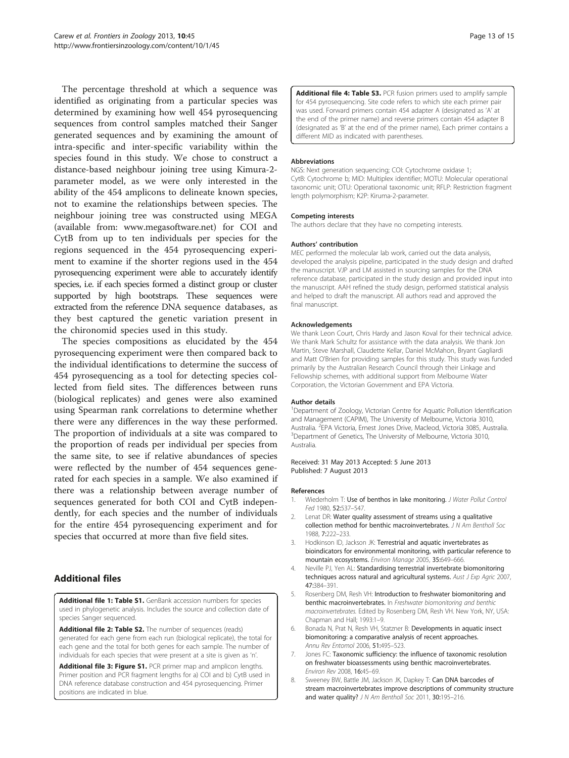The percentage threshold at which a sequence was identified as originating from a particular species was determined by examining how well 454 pyrosequencing sequences from control samples matched their Sanger generated sequences and by examining the amount of intra-specific and inter-specific variability within the species found in this study. We chose to construct a distance-based neighbour joining tree using Kimura-2-parameter model, as we were only interested in the ability of the 454 amplicons to delineate known species, not to examine the relationships between species. The neighbour joining tree was constructed using MEGA (available from: www.megasoftware.net) for COI and CytB from up to ten individuals per species for the regions sequenced in the 454 pyrosequencing experiment to examine if the shorter regions used in the 454 pyrosequencing experiment were able to accurately identify species, i.e. if each species formed a distinct group or cluster supported by high bootstraps. These sequences were extracted from the reference DNA sequence databases, as they best captured the genetic variation present in the chironomid species used in this study.

The species compositions as elucidated by the 454 pyrosequencing experiment were then compared back to the individual identifications to determine the success of 454 pyrosequencing as a tool for detecting species collected from field sites. The differences between runs (biological replicates) and genes were also examined using Spearman rank correlations to determine whether there were any differences in the way these performed. The proportion of individuals at a site was compared to the proportion of reads per individual per species from the same site, to see if relative abundances of species were reflected by the number of 454 sequences generated for each species in a sample. We also examined if there was a relationship between average number of sequences generated for both COI and CytB independently, for each species and the number of individuals for the entire 454 pyrosequencing experiment and for species that occurred at more than five field sites.

## Additional files

**Additional file 1: Table S1.** GenBank accession numbers for species used in phylogenetic analysis. Includes the source and collection date of species Sanger sequenced.

**Additional file 2: Table S2.** The number of sequences (reads) generated for each gene from each run (biological replicate), the total for each gene and the total for both genes for each sample. The number of individuals for each species that were present at a site is given as 'n'.

**Additional file 3: Figure S1.** PCR primer map and amplicon lengths. Primer position and PCR fragment lengths for a) COI and b) CytB used in DNA reference database construction and 454 pyrosequencing. Primer positions are indicated in blue.

**Additional file 4: Table S3.** PCR fusion primers used to amplify sample for 454 pyrosequencing. Site code refers to which site each primer pair was used. Forward primers contain 454 adapter A (designated as 'A' at the end of the primer name) and reverse primers contain 454 adapter B (designated as 'B' at the end of the primer name), Each primer contains a different MID as indicated with parentheses.

#### Abbreviations

NGS: Next generation sequencing; COI: Cytochrome oxidase 1; CytB: Cytochrome b; MID: Multiplex identifier; MOTU: Molecular operational taxonomic unit; OTU: Operational taxonomic unit; RFLP: Restriction fragment length polymorphism; K2P: Kiruma-2-parameter.

#### Competing interests

The authors declare that they have no competing interests.

#### Authors' contribution

MEC performed the molecular lab work, carried out the data analysis, developed the analysis pipeline, participated in the study design and drafted the manuscript. VJP and LM assisted in sourcing samples for the DNA reference database, participated in the study design and provided input into the manuscript. AAH refined the study design, performed statistical analysis and helped to draft the manuscript. All authors read and approved the final manuscript.

#### Acknowledgements

We thank Leon Court, Chris Hardy and Jason Koval for their technical advice. We thank Mark Schultz for assistance with the data analysis. We thank Jon Martin, Steve Marshall, Claudette Kellar, Daniel McMahon, Bryant Gagliardi and Matt O'Brien for providing samples for this study. This study was funded primarily by the Australian Research Council through their Linkage and Fellowship schemes, with additional support from Melbourne Water Corporation, the Victorian Government and EPA Victoria.

#### Author details

[1]Department of Zoology, Victorian Centre for Aquatic Pollution Identification and Management (CAPIM), The University of Melbourne, Victoria 3010, Australia. [2]EPA Victoria, Ernest Jones Drive, Macleod, Victoria 3085, Australia. [3]Department of Genetics, The University of Melbourne, Victoria 3010, Australia.

Received: 31 May 2013 Accepted: 5 June 2013
Published: 7 August 2013

#### References

1. Wiederholm T: **Use of benthos in lake monitoring.** *J Water Pollut Control Fed* 1980, **52:**537–547.
2. Lenat DR: **Water quality assessment of streams using a qualitative collection method for benthic macroinvertebrates.** *J N Am Bentholl Soc* 1988, **7:**222–233.
3. Hodkinson ID, Jackson JK: **Terrestrial and aquatic invertebrates as bioindicators for environmental monitoring, with particular reference to mountain ecosystems.** *Environ Manage* 2005, **35:**649–666.
4. Neville PJ, Yen AL: **Standardising terrestrial invertebrate biomonitoring techniques across natural and agricultural systems.** *Aust J Exp Agric* 2007, **47:**384–391.
5. Rosenberg DM, Resh VH: **Introduction to freshwater biomonitoring and benthic macroinvertebrates.** In *Freshwater biomonitoring and benthic macroinvertebrates.* Edited by Rosenberg DM, Resh VH. New York, NY, USA: Chapman and Hall; 1993:1–9.
6. Bonada N, Prat N, Resh VH, Statzner B: **Developments in aquatic insect biomonitoring: a comparative analysis of recent approaches.** *Annu Rev Entomol* 2006, **51:**495–523.
7. Jones FC: **Taxonomic sufficiency: the influence of taxonomic resolution on freshwater bioassessments using benthic macroinvertebrates.** *Environ Rev* 2008, **16:**45–69.
8. Sweeney BW, Battle JM, Jackson JK, Dapkey T: **Can DNA barcodes of stream macroinvertebrates improve descriptions of community structure and water quality?** *J N Am Bentholl Soc* 2011, **30:**195–216.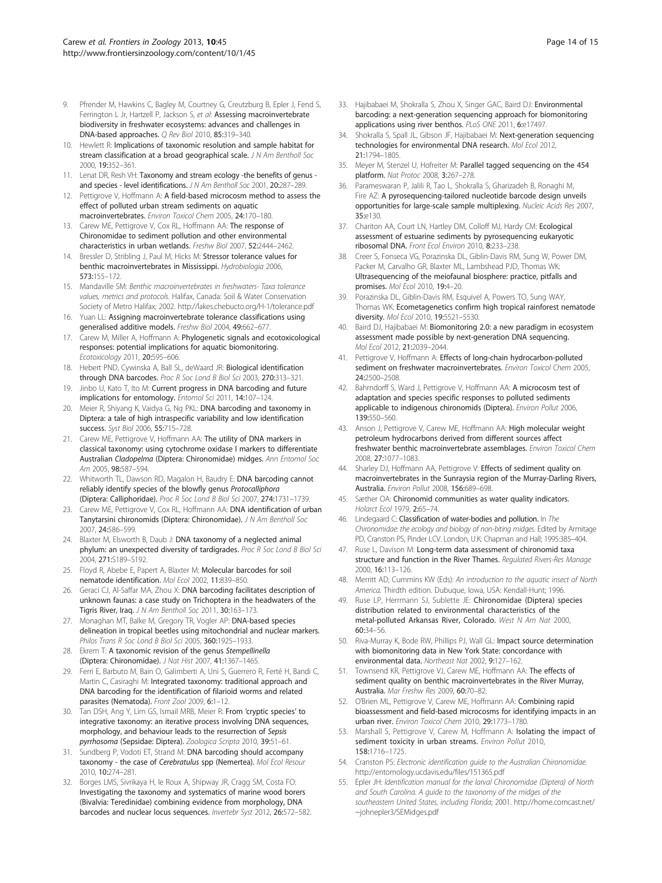9. Pfrender M, Hawkins C, Bagley M, Courtney G, Creutzburg B, Epler J, Fend S, Ferrington L Jr, Hartzell P, Jackson S, *et al*: **Assessing macroinvertebrate biodiversity in freshwater ecosystems: advances and challenges in DNA-based approaches.** *Q Rev Biol* 2010, **85:**319–340.
10. Hewlett R: **Implications of taxonomic resolution and sample habitat for stream classification at a broad geographical scale.** *J N Am Bentholl Soc* 2000, **19:**352–361.
11. Lenat DR, Resh VH: **Taxonomy and stream ecology -the benefits of genus - and species - level identifications.** *J N Am Bentholl Soc* 2001, **20:**287–289.
12. Pettigrove V, Hoffmann A: **A field-based microcosm method to assess the effect of polluted urban stream sediments on aquatic macroinvertebrates.** *Environ Toxicol Chem* 2005, **24:**170–180.
13. Carew ME, Pettigrove V, Cox RL, Hoffmann AA: **The response of Chironomidae to sediment pollution and other environmental characteristics in urban wetlands.** *Freshw Biol* 2007, **52:**2444–2462.
14. Bressler D, Stribling J, Paul M, Hicks M: **Stressor tolerance values for benthic macroinvertebrates in Mississippi.** *Hydrobiologia* 2006, **573:**155–172.
15. Mandaville SM: *Benthic macroinvertebrates in freshwaters- Taxa tolerance values, metrics and protocols.* Halifax, Canada: Soil & Water Conservation Society of Metro Halifax; 2002. http://lakes.chebucto.org/H-1/tolerance.pdf
16. Yuan LL: **Assigning macroinvertebrate tolerance classifications using generalised additive models.** *Freshw Biol* 2004, **49:**662–677.
17. Carew M, Miller A, Hoffmann A: **Phylogenetic signals and ecotoxicological responses: potential implications for aquatic biomonitoring.** *Ecotoxicology* 2011, **20:**595–606.
18. Hebert PND, Cywinska A, Ball SL, deWaard JR: **Biological identification through DNA barcodes.** *Proc R Soc Lond B Biol Sci* 2003, **270:**313–321.
19. Jinbo U, Kato T, Ito M: **Current progress in DNA barcoding and future implications for entomology.** *Entomol Sci* 2011, **14:**107–124.
20. Meier R, Shiyang K, Vaidya G, Ng PKL: **DNA barcoding and taxonomy in Diptera: a tale of high intraspecific variability and low identification success.** *Syst Biol* 2006, **55:**715–728.
21. Carew ME, Pettigrove V, Hoffmann AA: **The utility of DNA markers in classical taxonomy: using cytochrome oxidase I markers to differentiate Australian *Cladopelma* (Diptera: Chironomidae) midges.** *Ann Entomol Soc Am* 2005, **98:**587–594.
22. Whitworth TL, Dawson RD, Magalon H, Baudry E: **DNA barcoding cannot reliably identify species of the blowfly genus *Protocalliphora* (Diptera: Calliphoridae).** *Proc R Soc Lond B Biol Sci* 2007, **274:**1731–1739.
23. Carew ME, Pettigrove V, Cox RL, Hoffmann AA: **DNA identification of urban Tanytarsini chironomids (Diptera: Chironomidae).** *J N Am Bentholl Soc* 2007, **24:**586–599.
24. Blaxter M, Elsworth B, Daub J: **DNA taxonomy of a neglected animal phylum: an unexpected diversity of tardigrades.** *Proc R Soc Lond B Biol Sci* 2004, **271:**S189–S192.
25. Floyd R, Abebe E, Papert A, Blaxter M: **Molecular barcodes for soil nematode identification.** *Mol Ecol* 2002, **11:**839–850.
26. Geraci CJ, Al-Saffar MA, Zhou X: **DNA barcoding facilitates description of unknown faunas: a case study on Trichoptera in the headwaters of the Tigris River, Iraq.** *J N Am Bentholl Soc* 2011, **30:**163–173.
27. Monaghan MT, Balke M, Gregory TR, Vogler AP: **DNA-based species delineation in tropical beetles using mitochondrial and nuclear markers.** *Philos Trans R Soc Lond B Biol Sci* 2005, **360:**1925–1933.
28. Ekrem T: **A taxonomic revision of the genus *Stempellinella* (Diptera: Chironomidae).** *J Nat Hist* 2007, **41:**1367–1465.
29. Ferri E, Barbuto M, Bain O, Galimberti A, Uni S, Guerrero R, Ferté H, Bandi C, Martin C, Casiraghi M: **Integrated taxonomy: traditional approach and DNA barcoding for the identification of filarioid worms and related parasites (Nematoda).** *Front Zool* 2009, **6:**1–12.
30. Tan DSH, Ang Y, Lim GS, Ismail MRB, Meier R: **From 'cryptic species' to integrative taxonomy: an iterative process involving DNA sequences, morphology, and behaviour leads to the resurrection of *Sepsis pyrrhosoma* (Sepsidae: Diptera).** *Zoologica Scripta* 2010, **39:**51–61.
31. Sundberg P, Vodoti ET, Strand M: **DNA barcoding should accompany taxonomy - the case of *Cerebratulus* spp (Nemertea).** *Mol Ecol Resour* 2010, **10:**274–281.
32. Borges LMS, Sivrikaya H, le Roux A, Shipway JR, Cragg SM, Costa FO: **Investigating the taxonomy and systematics of marine wood borers (Bivalvia: Teredinidae) combining evidence from morphology, DNA barcodes and nuclear locus sequences.** *Invertebr Syst* 2012, **26:**572–582.
33. Hajibabaei M, Shokralla S, Zhou X, Singer GAC, Baird DJ: **Environmental barcoding: a next-generation sequencing approach for biomonitoring applications using river benthos.** *PLoS ONE* 2011, **6:**e17497.
34. Shokralla S, Spall JL, Gibson JF, Hajibabaei M: **Next-generation sequencing technologies for environmental DNA research.** *Mol Ecol* 2012, **21:**1794–1805.
35. Meyer M, Stenzel U, Hofreiter M: **Parallel tagged sequencing on the 454 platform.** *Nat Protoc* 2008, **3:**267–278.
36. Parameswaran P, Jalili R, Tao L, Shokralla S, Gharizadeh B, Ronaghi M, Fire AZ: **A pyrosequencing-tailored nucleotide barcode design unveils opportunities for large-scale sample multiplexing.** *Nucleic Acids Res* 2007, **35:**e130.
37. Chariton AA, Court LN, Hartley DM, Colloff MJ, Hardy CM: **Ecological assessment of estuarine sediments by pyrosequencing eukaryotic ribosomal DNA.** *Front Ecol Environ* 2010, **8:**233–238.
38. Creer S, Fonseca VG, Porazinska DL, Giblin-Davis RM, Sung W, Power DM, Packer M, Carvalho GR, Blaxter ML, Lambshead PJD, Thomas WK: **Ultrasequencing of the meiofaunal biosphere: practice, pitfalls and promises.** *Mol Ecol* 2010, **19:**4–20.
39. Porazinska DL, Giblin-Davis RM, Esquivel A, Powers TO, Sung WAY, Thomas WK: **Ecometagenetics confirm high tropical rainforest nematode diversity.** *Mol Ecol* 2010, **19:**5521–5530.
40. Baird DJ, Hajibabaei M: **Biomonitoring 2.0: a new paradigm in ecosystem assessment made possible by next-generation DNA sequencing.** *Mol Ecol* 2012, **21:**2039–2044.
41. Pettigrove V, Hoffmann A: **Effects of long-chain hydrocarbon-polluted sediment on freshwater macroinvertebrates.** *Environ Toxicol Chem* 2005, **24:**2500–2508.
42. Bahrndorff S, Ward J, Pettigrove V, Hoffmann AA: **A microcosm test of adaptation and species specific responses to polluted sediments applicable to indigenous chironomids (Diptera).** *Environ Pollut* 2006, **139:**550–560.
43. Anson J, Pettigrove V, Carew ME, Hoffmann AA: **High molecular weight petroleum hydrocarbons derived from different sources affect freshwater benthic macroinvertebrate assemblages.** *Environ Toxicol Chem* 2008, **27:**1077–1083.
44. Sharley DJ, Hoffmann AA, Pettigrove V: **Effects of sediment quality on macroinvertebrates in the Sunraysia region of the Murray-Darling Rivers, Australia.** *Environ Pollut* 2008, **156:**689–698.
45. Sæther OA: **Chironomid communities as water quality indicators.** *Holarct Ecol* 1979, **2:**65–74.
46. Lindegaard C: **Classification of water-bodies and pollution.** In *The Chironomidae: the ecology and biology of non-biting midges.* Edited by Armitage PD, Cranston PS, Pinder LCV. London, U.K: Chapman and Hall; 1995:385–404.
47. Ruse L, Davison M: **Long-term data assessment of chironomid taxa structure and function in the River Thames.** *Regulated Rivers-Res Manage* 2000, **16:**113–126.
48. Merritt AD, Cummins KW (Eds): *An introduction to the aquatic insect of North America.* Thirdth edition. Dubuque, Iowa, USA: Kendall-Hunt; 1996.
49. Ruse LP, Herrmann SJ, Sublette JE: **Chironomidae (Diptera) species distribution related to environmental characteristics of the metal-polluted Arkansas River, Colorado.** *West N Am Nat* 2000, **60:**34–56.
50. Riva-Murray K, Bode RW, Phillips PJ, Wall GL: **Impact source determination with biomonitoring data in New York State: concordance with environmental data.** *Northeast Nat* 2002, **9:**127–162.
51. Townsend KR, Pettigrove VJ, Carew ME, Hoffmann AA: **The effects of sediment quality on benthic macroinvertebrates in the River Murray, Australia.** *Mar Freshw Res* 2009, **60:**70–82.
52. O'Brien ML, Pettigrove V, Carew ME, Hoffmann AA: **Combining rapid bioassessment and field-based microcosms for identifying impacts in an urban river.** *Environ Toxicol Chem* 2010, **29:**1773–1780.
53. Marshall S, Pettigrove V, Carew M, Hoffmann A: **Isolating the impact of sediment toxicity in urban streams.** *Environ Pollut* 2010, **158:**1716–1725.
54. Cranston PS: *Electronic identification guide to the Australian Chironomidae.* http://entomology.ucdavis.edu/files/151365.pdf
55. Epler JH: *Identification manual for the larval Chironomidae (Diptera) of North and South Carolina. A guide to the taxonomy of the midges of the southeastern United States, including Florida*; 2001. http://home.comcast.net/~johnepler3/SEMidges.pdf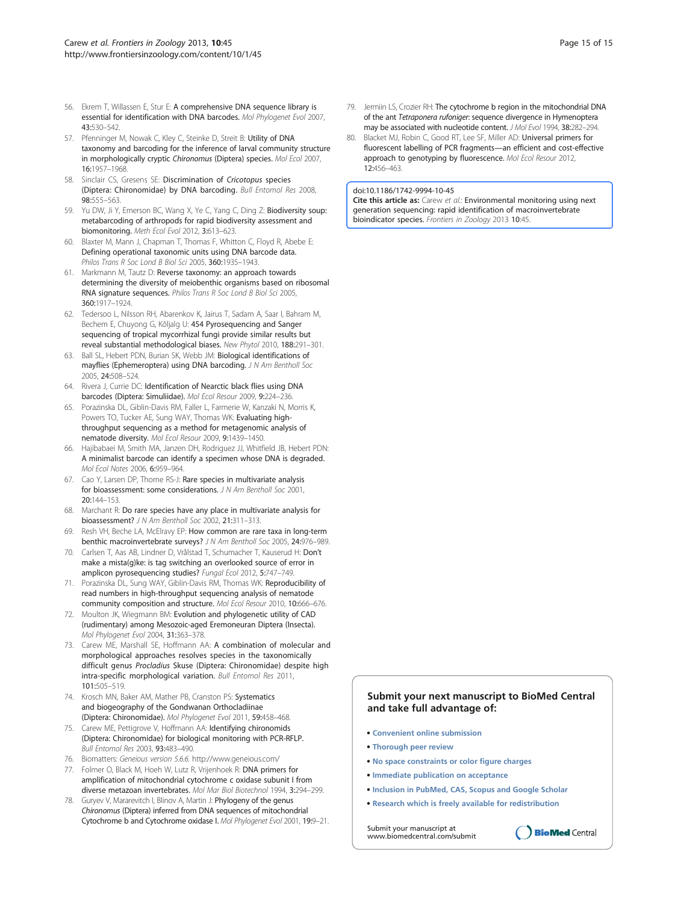56. Ekrem T, Willassen E, Stur E: **A comprehensive DNA sequence library is essential for identification with DNA barcodes.** *Mol Phylogenet Evol* 2007, **43:**530–542.
57. Pfenninger M, Nowak C, Kley C, Steinke D, Streit B: **Utility of DNA taxonomy and barcoding for the inference of larval community structure in morphologically cryptic *Chironomus* (Diptera) species.** *Mol Ecol* 2007, **16:**1957–1968.
58. Sinclair CS, Gresens SE: **Discrimination of *Cricotopus* species (Diptera: Chironomidae) by DNA barcoding.** *Bull Entomol Res* 2008, **98:**555–563.
59. Yu DW, Ji Y, Emerson BC, Wang X, Ye C, Yang C, Ding Z: **Biodiversity soup: metabarcoding of arthropods for rapid biodiversity assessment and biomonitoring.** *Meth Ecol Evol* 2012, **3:**613–623.
60. Blaxter M, Mann J, Chapman T, Thomas F, Whitton C, Floyd R, Abebe E: **Defining operational taxonomic units using DNA barcode data.** *Philos Trans R Soc Lond B Biol Sci* 2005, **360:**1935–1943.
61. Markmann M, Tautz D: **Reverse taxonomy: an approach towards determining the diversity of meiobenthic organisms based on ribosomal RNA signature sequences.** *Philos Trans R Soc Lond B Biol Sci* 2005, **360:**1917–1924.
62. Tedersoo L, Nilsson RH, Abarenkov K, Jairus T, Sadam A, Saar I, Bahram M, Bechem E, Chuyong G, Kõljalg U: **454 Pyrosequencing and Sanger sequencing of tropical mycorrhizal fungi provide similar results but reveal substantial methodological biases.** *New Phytol* 2010, **188:**291–301.
63. Ball SL, Hebert PDN, Burian SK, Webb JM: **Biological identifications of mayflies (Ephemeroptera) using DNA barcoding.** *J N Am Bentholl Soc* 2005, **24:**508–524.
64. Rivera J, Currie DC: **Identification of Nearctic black flies using DNA barcodes (Diptera: Simuliidae).** *Mol Ecol Resour* 2009, **9:**224–236.
65. Porazinska DL, Giblin-Davis RM, Faller L, Farmerie W, Kanzaki N, Morris K, Powers TO, Tucker AE, Sung WAY, Thomas WK: **Evaluating high-throughput sequencing as a method for metagenomic analysis of nematode diversity.** *Mol Ecol Resour* 2009, **9:**1439–1450.
66. Hajibabaei M, Smith MA, Janzen DH, Rodriguez JJ, Whitfield JB, Hebert PDN: **A minimalist barcode can identify a specimen whose DNA is degraded.** *Mol Ecol Notes* 2006, **6:**959–964.
67. Cao Y, Larsen DP, Thorne RS-J: **Rare species in multivariate analysis for bioassessment: some considerations.** *J N Am Bentholl Soc* 2001, **20:**144–153.
68. Marchant R: **Do rare species have any place in multivariate analysis for bioassessment?** *J N Am Bentholl Soc* 2002, **21:**311–313.
69. Resh VH, Beche LA, McElravy EP: **How common are rare taxa in long-term benthic macroinvertebrate surveys?** *J N Am Bentholl Soc* 2005, **24:**976–989.
70. Carlsen T, Aas AB, Lindner D, Vrålstad T, Schumacher T, Kauserud H: **Don't make a mista(g)ke: is tag switching an overlooked source of error in amplicon pyrosequencing studies?** *Fungal Ecol* 2012, **5:**747–749.
71. Porazinska DL, Sung WAY, Giblin-Davis RM, Thomas WK: **Reproducibility of read numbers in high-throughput sequencing analysis of nematode community composition and structure.** *Mol Ecol Resour* 2010, **10:**666–676.
72. Moulton JK, Wiegmann BM: **Evolution and phylogenetic utility of CAD (rudimentary) among Mesozoic-aged Eremoneuran Diptera (Insecta).** *Mol Phylogenet Evol* 2004, **31:**363–378.
73. Carew ME, Marshall SE, Hoffmann AA: **A combination of molecular and morphological approaches resolves species in the taxonomically difficult genus *Procladius* Skuse (Diptera: Chironomidae) despite high intra-specific morphological variation.** *Bull Entomol Res* 2011, **101:**505–519.
74. Krosch MN, Baker AM, Mather PB, Cranston PS: **Systematics and biogeography of the Gondwanan Orthocladiinae (Diptera: Chironomidae).** *Mol Phylogenet Evol* 2011, **59:**458–468.
75. Carew ME, Pettigrove V, Hoffmann AA: **Identifying chironomids (Diptera: Chironomidae) for biological monitoring with PCR-RFLP.** *Bull Entomol Res* 2003, **93:**483–490.
76. Biomatters: *Geneious version 5.6.6.* http://www.geneious.com/
77. Folmer O, Black M, Hoeh W, Lutz R, Vrijenhoek R: **DNA primers for amplification of mitochondrial cytochrome c oxidase subunit I from diverse metazoan invertebrates.** *Mol Mar Biol Biotechnol* 1994, **3:**294–299.
78. Guryev V, Mararevitch I, Blinov A, Martin J: **Phylogeny of the genus *Chironomus* (Diptera) inferred from DNA sequences of mitochondrial Cytochrome b and Cytochrome oxidase I.** *Mol Phylogenet Evol* 2001, **19:**9–21.
79. Jermiin LS, Crozier RH: **The cytochrome b region in the mitochondrial DNA of the ant *Tetraponera rufoniger*: sequence divergence in Hymenoptera may be associated with nucleotide content.** *J Mol Evol* 1994, **38:**282–294.
80. Blacket MJ, Robin C, Good RT, Lee SF, Miller AD: **Universal primers for fluorescent labelling of PCR fragments—an efficient and cost-effective approach to genotyping by fluorescence.** *Mol Ecol Resour* 2012, **12:**456–463.

doi:10.1186/1742-9994-10-45
**Cite this article as:** Carew *et al.*: Environmental monitoring using next generation sequencing: rapid identification of macroinvertebrate bioindicator species. *Frontiers in Zoology* 2013 **10**:45.

**Submit your next manuscript to BioMed Central and take full advantage of:**

- Convenient online submission
- Thorough peer review
- No space constraints or color figure charges
- Immediate publication on acceptance
- Inclusion in PubMed, CAS, Scopus and Google Scholar
- Research which is freely available for redistribution

Submit your manuscript at
www.biomedcentral.com/submit

BioMed Central